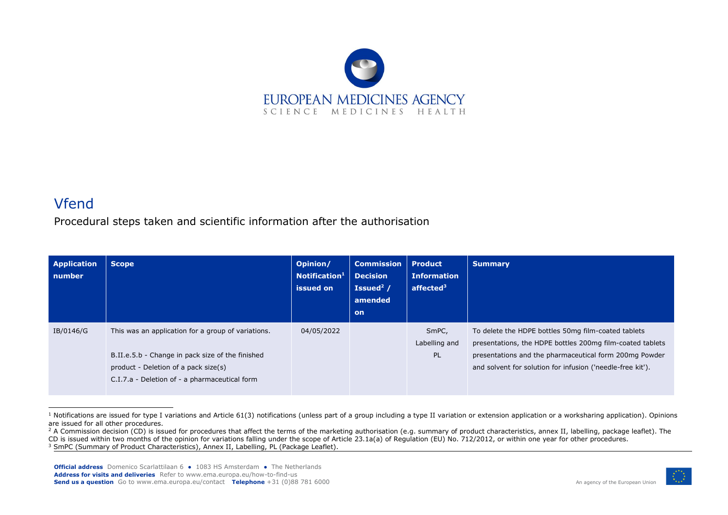# Vfend

Procedural steps taken and scientific information after the authorisation

| Application number | Scope | Opinion/ Notification[1] issued on | Commission Decision Issued[2] / amended on | Product Information affected[3] | Summary |
|---|---|---|---|---|---|
| IB/0146/G | This was an application for a group of variations.<br><br>B.II.e.5.b - Change in pack size of the finished product - Deletion of a pack size(s)<br>C.I.7.a - Deletion of - a pharmaceutical form | 04/05/2022 | | SmPC, Labelling and PL | To delete the HDPE bottles 50mg film-coated tablets presentations, the HDPE bottles 200mg film-coated tablets presentations and the pharmaceutical form 200mg Powder and solvent for solution for infusion ('needle-free kit'). |

[1] Notifications are issued for type I variations and Article 61(3) notifications (unless part of a group including a type II variation or extension application or a worksharing application). Opinions are issued for all other procedures.

[2] A Commission decision (CD) is issued for procedures that affect the terms of the marketing authorisation (e.g. summary of product characteristics, annex II, labelling, package leaflet). The CD is issued within two months of the opinion for variations falling under the scope of Article 23.1a(a) of Regulation (EU) No. 712/2012, or within one year for other procedures.

[3] SmPC (Summary of Product Characteristics), Annex II, Labelling, PL (Package Leaflet).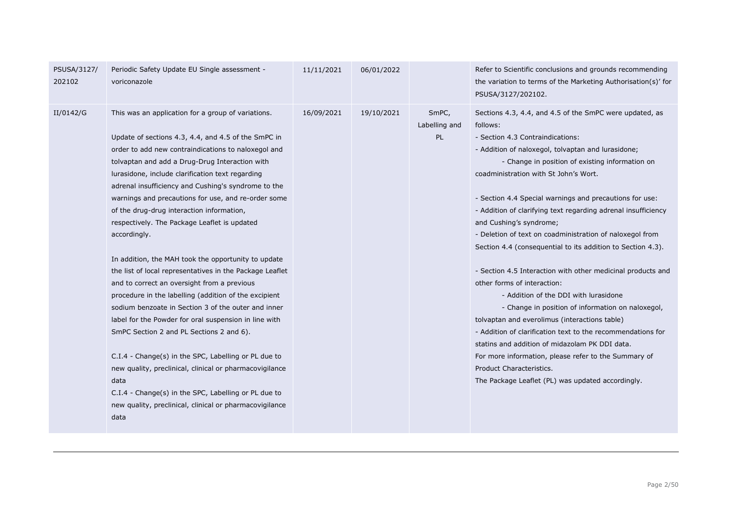| | | | | | |
|---|---|---|---|---|---|
| PSUSA/3127/202102 | Periodic Safety Update EU Single assessment - voriconazole | 11/11/2021 | 06/01/2022 | | Refer to Scientific conclusions and grounds recommending the variation to terms of the Marketing Authorisation(s)' for PSUSA/3127/202102. |
| II/0142/G | This was an application for a group of variations.<br><br>Update of sections 4.3, 4.4, and 4.5 of the SmPC in order to add new contraindications to naloxegol and tolvaptan and add a Drug-Drug Interaction with lurasidone, include clarification text regarding adrenal insufficiency and Cushing's syndrome to the warnings and precautions for use, and re-order some of the drug-drug interaction information, respectively. The Package Leaflet is updated accordingly.<br><br>In addition, the MAH took the opportunity to update the list of local representatives in the Package Leaflet and to correct an oversight from a previous procedure in the labelling (addition of the excipient sodium benzoate in Section 3 of the outer and inner label for the Powder for oral suspension in line with SmPC Section 2 and PL Sections 2 and 6).<br><br>C.I.4 - Change(s) in the SPC, Labelling or PL due to new quality, preclinical, clinical or pharmacovigilance data<br>C.I.4 - Change(s) in the SPC, Labelling or PL due to new quality, preclinical, clinical or pharmacovigilance data | 16/09/2021 | 19/10/2021 | SmPC, Labelling and PL | Sections 4.3, 4.4, and 4.5 of the SmPC were updated, as follows:<br>- Section 4.3 Contraindications:<br>- Addition of naloxegol, tolvaptan and lurasidone;<br>- Change in position of existing information on coadministration with St John's Wort.<br><br>- Section 4.4 Special warnings and precautions for use:<br>- Addition of clarifying text regarding adrenal insufficiency and Cushing's syndrome;<br>- Deletion of text on coadministration of naloxegol from Section 4.4 (consequential to its addition to Section 4.3).<br><br>- Section 4.5 Interaction with other medicinal products and other forms of interaction:<br>- Addition of the DDI with lurasidone<br>- Change in position of information on naloxegol, tolvaptan and everolimus (interactions table)<br>- Addition of clarification text to the recommendations for statins and addition of midazolam PK DDI data.<br>For more information, please refer to the Summary of Product Characteristics.<br>The Package Leaflet (PL) was updated accordingly. |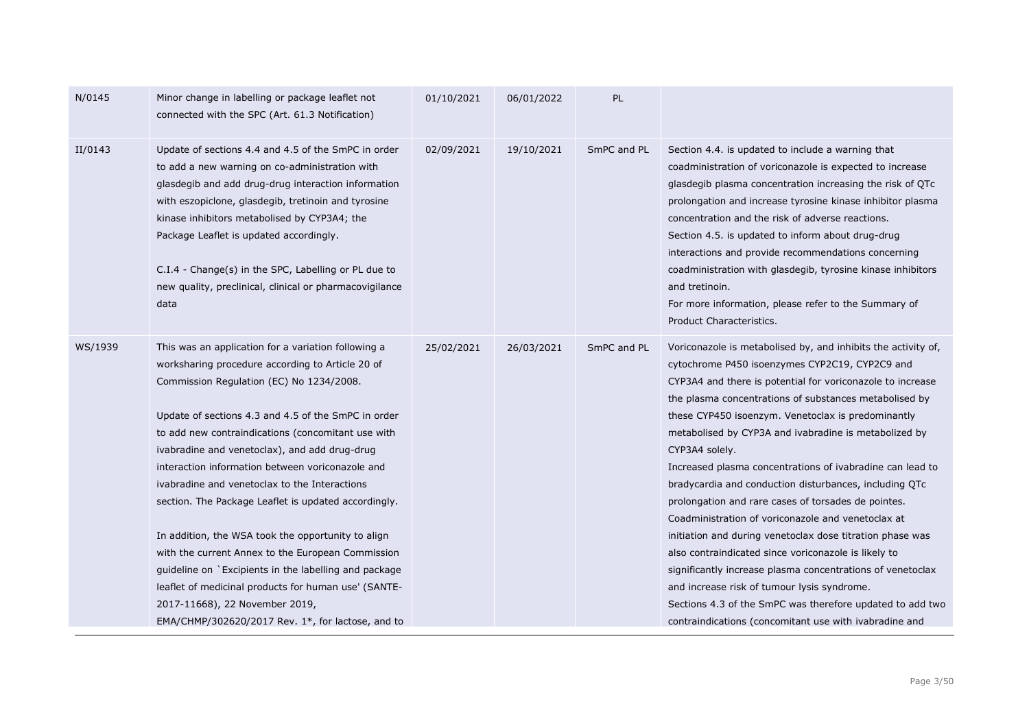| | | | | | |
|---|---|---|---|---|---|
| N/0145 | Minor change in labelling or package leaflet not connected with the SPC (Art. 61.3 Notification) | 01/10/2021 | 06/01/2022 | PL | |
| II/0143 | Update of sections 4.4 and 4.5 of the SmPC in order to add a new warning on co-administration with glasdegib and add drug-drug interaction information with eszopiclone, glasdegib, tretinoin and tyrosine kinase inhibitors metabolised by CYP3A4; the Package Leaflet is updated accordingly.<br><br>C.I.4 - Change(s) in the SPC, Labelling or PL due to new quality, preclinical, clinical or pharmacovigilance data | 02/09/2021 | 19/10/2021 | SmPC and PL | Section 4.4. is updated to include a warning that coadministration of voriconazole is expected to increase glasdegib plasma concentration increasing the risk of QTc prolongation and increase tyrosine kinase inhibitor plasma concentration and the risk of adverse reactions.<br>Section 4.5. is updated to inform about drug-drug interactions and provide recommendations concerning coadministration with glasdegib, tyrosine kinase inhibitors and tretinoin.<br>For more information, please refer to the Summary of Product Characteristics. |
| WS/1939 | This was an application for a variation following a worksharing procedure according to Article 20 of Commission Regulation (EC) No 1234/2008.<br><br>Update of sections 4.3 and 4.5 of the SmPC in order to add new contraindications (concomitant use with ivabradine and venetoclax), and add drug-drug interaction information between voriconazole and ivabradine and venetoclax to the Interactions section. The Package Leaflet is updated accordingly.<br><br>In addition, the WSA took the opportunity to align with the current Annex to the European Commission guideline on `Excipients in the labelling and package leaflet of medicinal products for human use' (SANTE-2017-11668), 22 November 2019, EMA/CHMP/302620/2017 Rev. 1*, for lactose, and to | 25/02/2021 | 26/03/2021 | SmPC and PL | Voriconazole is metabolised by, and inhibits the activity of, cytochrome P450 isoenzymes CYP2C19, CYP2C9 and CYP3A4 and there is potential for voriconazole to increase the plasma concentrations of substances metabolised by these CYP450 isoenzym. Venetoclax is predominantly metabolised by CYP3A and ivabradine is metabolized by CYP3A4 solely.<br>Increased plasma concentrations of ivabradine can lead to bradycardia and conduction disturbances, including QTc prolongation and rare cases of torsades de pointes.<br>Coadministration of voriconazole and venetoclax at initiation and during venetoclax dose titration phase was also contraindicated since voriconazole is likely to significantly increase plasma concentrations of venetoclax and increase risk of tumour lysis syndrome.<br>Sections 4.3 of the SmPC was therefore updated to add two contraindications (concomitant use with ivabradine and |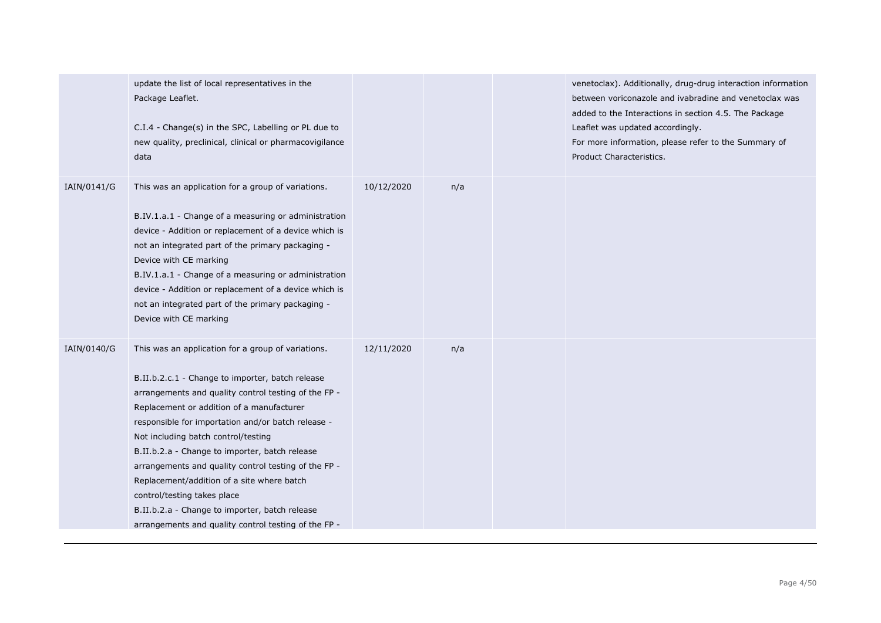| | | | | | |
|---|---|---|---|---|---|
| | update the list of local representatives in the Package Leaflet.<br><br>C.I.4 - Change(s) in the SPC, Labelling or PL due to new quality, preclinical, clinical or pharmacovigilance data | | | | venetoclax). Additionally, drug-drug interaction information between voriconazole and ivabradine and venetoclax was added to the Interactions in section 4.5. The Package Leaflet was updated accordingly.<br>For more information, please refer to the Summary of Product Characteristics. |
| IAIN/0141/G | This was an application for a group of variations.<br><br>B.IV.1.a.1 - Change of a measuring or administration device - Addition or replacement of a device which is not an integrated part of the primary packaging - Device with CE marking<br>B.IV.1.a.1 - Change of a measuring or administration device - Addition or replacement of a device which is not an integrated part of the primary packaging - Device with CE marking | 10/12/2020 | n/a | | |
| IAIN/0140/G | This was an application for a group of variations.<br><br>B.II.b.2.c.1 - Change to importer, batch release arrangements and quality control testing of the FP - Replacement or addition of a manufacturer responsible for importation and/or batch release - Not including batch control/testing<br>B.II.b.2.a - Change to importer, batch release arrangements and quality control testing of the FP - Replacement/addition of a site where batch control/testing takes place<br>B.II.b.2.a - Change to importer, batch release arrangements and quality control testing of the FP - | 12/11/2020 | n/a | | |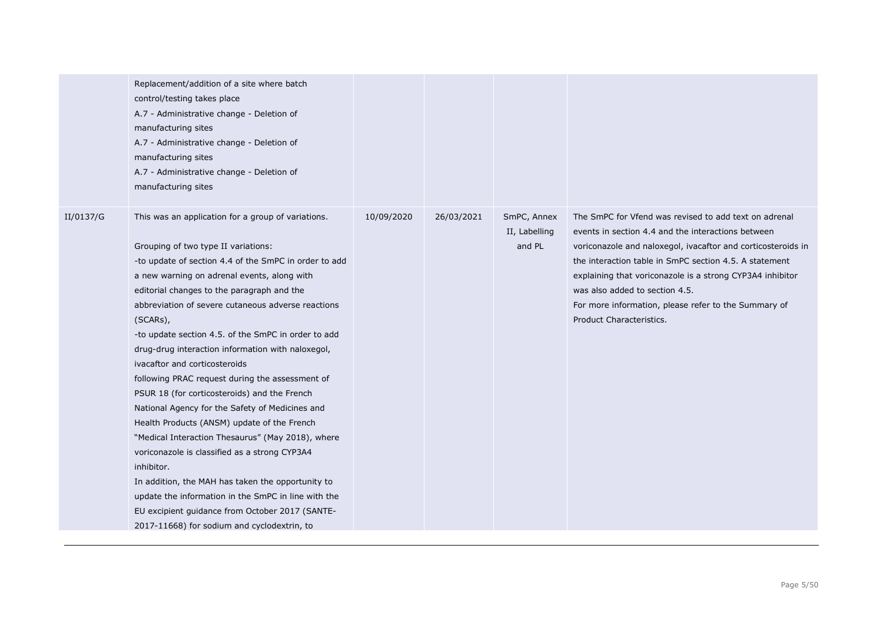| | | | | | |
|---|---|---|---|---|---|
| | Replacement/addition of a site where batch control/testing takes place<br>A.7 - Administrative change - Deletion of manufacturing sites<br>A.7 - Administrative change - Deletion of manufacturing sites<br>A.7 - Administrative change - Deletion of manufacturing sites | | | | |
| II/0137/G | This was an application for a group of variations.<br><br>Grouping of two type II variations:<br>-to update of section 4.4 of the SmPC in order to add a new warning on adrenal events, along with editorial changes to the paragraph and the abbreviation of severe cutaneous adverse reactions (SCARs),<br>-to update section 4.5. of the SmPC in order to add drug-drug interaction information with naloxegol, ivacaftor and corticosteroids<br>following PRAC request during the assessment of PSUR 18 (for corticosteroids) and the French National Agency for the Safety of Medicines and Health Products (ANSM) update of the French "Medical Interaction Thesaurus" (May 2018), where voriconazole is classified as a strong CYP3A4 inhibitor.<br>In addition, the MAH has taken the opportunity to update the information in the SmPC in line with the EU excipient guidance from October 2017 (SANTE-2017-11668) for sodium and cyclodextrin, to | 10/09/2020 | 26/03/2021 | SmPC, Annex II, Labelling and PL | The SmPC for Vfend was revised to add text on adrenal events in section 4.4 and the interactions between voriconazole and naloxegol, ivacaftor and corticosteroids in the interaction table in SmPC section 4.5. A statement explaining that voriconazole is a strong CYP3A4 inhibitor was also added to section 4.5.<br>For more information, please refer to the Summary of Product Characteristics. |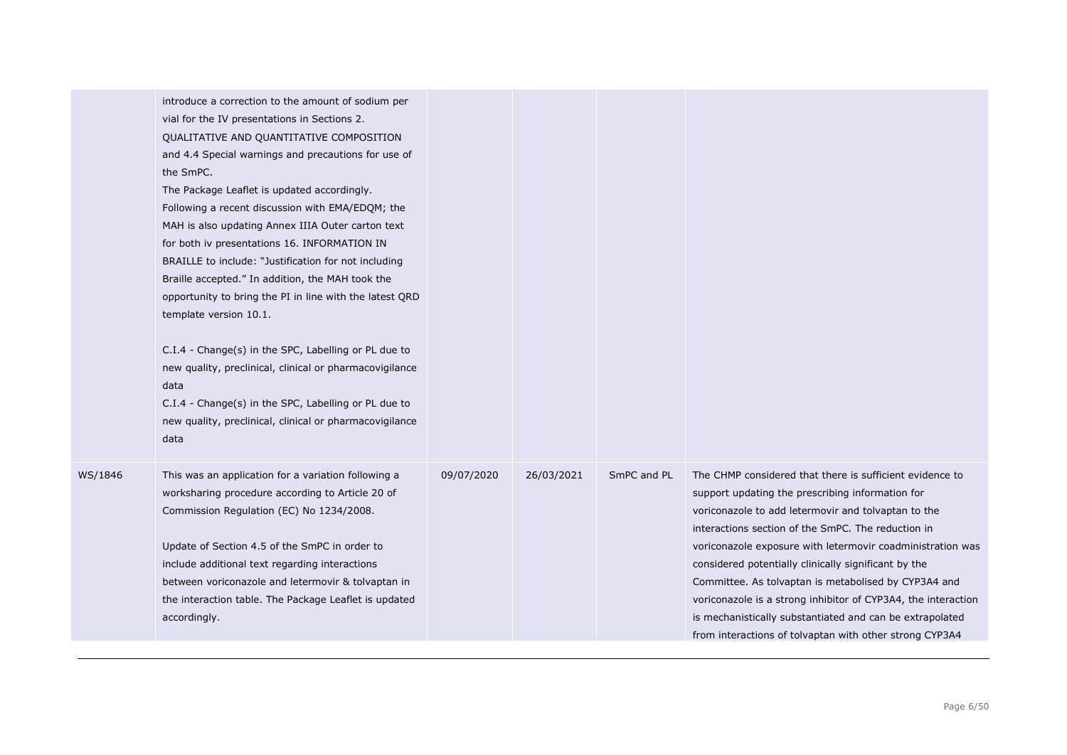| | | | | | |
|---|---|---|---|---|---|
| | introduce a correction to the amount of sodium per vial for the IV presentations in Sections 2. QUALITATIVE AND QUANTITATIVE COMPOSITION and 4.4 Special warnings and precautions for use of the SmPC.<br>The Package Leaflet is updated accordingly.<br>Following a recent discussion with EMA/EDQM; the MAH is also updating Annex IIIA Outer carton text for both iv presentations 16. INFORMATION IN BRAILLE to include: "Justification for not including Braille accepted." In addition, the MAH took the opportunity to bring the PI in line with the latest QRD template version 10.1.<br><br>C.I.4 - Change(s) in the SPC, Labelling or PL due to new quality, preclinical, clinical or pharmacovigilance data<br>C.I.4 - Change(s) in the SPC, Labelling or PL due to new quality, preclinical, clinical or pharmacovigilance data | | | | |
| WS/1846 | This was an application for a variation following a worksharing procedure according to Article 20 of Commission Regulation (EC) No 1234/2008.<br><br>Update of Section 4.5 of the SmPC in order to include additional text regarding interactions between voriconazole and letermovir & tolvaptan in the interaction table. The Package Leaflet is updated accordingly. | 09/07/2020 | 26/03/2021 | SmPC and PL | The CHMP considered that there is sufficient evidence to support updating the prescribing information for voriconazole to add letermovir and tolvaptan to the interactions section of the SmPC. The reduction in voriconazole exposure with letermovir coadministration was considered potentially clinically significant by the Committee. As tolvaptan is metabolised by CYP3A4 and voriconazole is a strong inhibitor of CYP3A4, the interaction is mechanistically substantiated and can be extrapolated from interactions of tolvaptan with other strong CYP3A4 |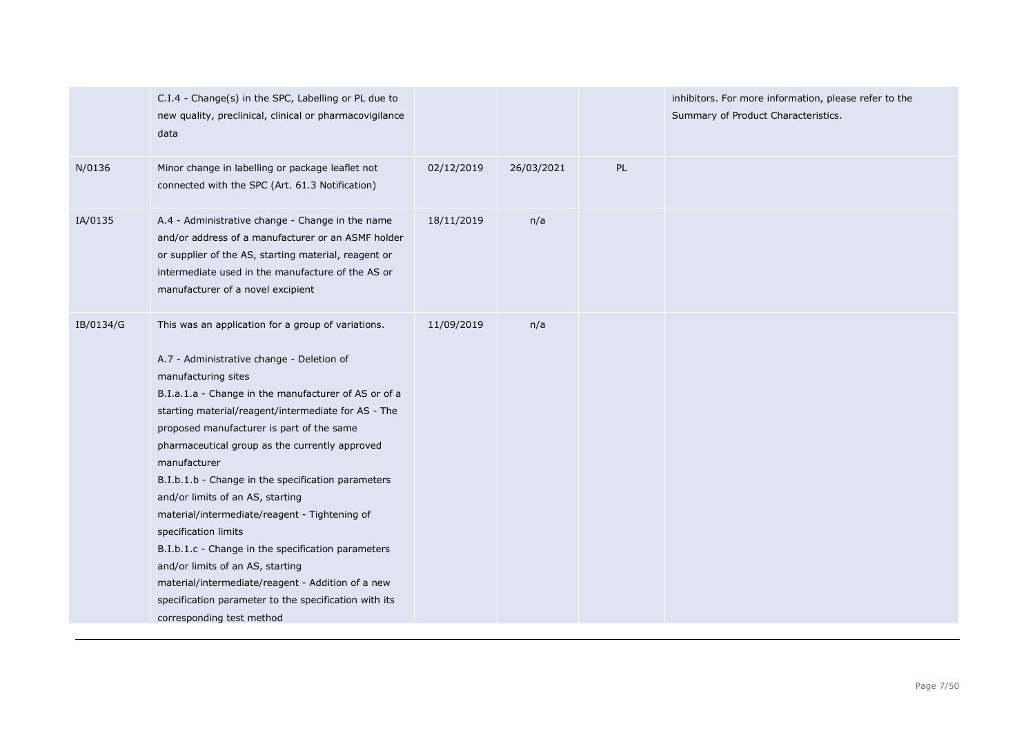| | | | | | |
|---|---|---|---|---|---|
| | C.I.4 - Change(s) in the SPC, Labelling or PL due to new quality, preclinical, clinical or pharmacovigilance data | | | | inhibitors. For more information, please refer to the Summary of Product Characteristics. |
| N/0136 | Minor change in labelling or package leaflet not connected with the SPC (Art. 61.3 Notification) | 02/12/2019 | 26/03/2021 | PL | |
| IA/0135 | A.4 - Administrative change - Change in the name and/or address of a manufacturer or an ASMF holder or supplier of the AS, starting material, reagent or intermediate used in the manufacture of the AS or manufacturer of a novel excipient | 18/11/2019 | n/a | | |
| IB/0134/G | This was an application for a group of variations.<br><br>A.7 - Administrative change - Deletion of manufacturing sites<br>B.I.a.1.a - Change in the manufacturer of AS or of a starting material/reagent/intermediate for AS - The proposed manufacturer is part of the same pharmaceutical group as the currently approved manufacturer<br>B.I.b.1.b - Change in the specification parameters and/or limits of an AS, starting material/intermediate/reagent - Tightening of specification limits<br>B.I.b.1.c - Change in the specification parameters and/or limits of an AS, starting material/intermediate/reagent - Addition of a new specification parameter to the specification with its corresponding test method | 11/09/2019 | n/a | | |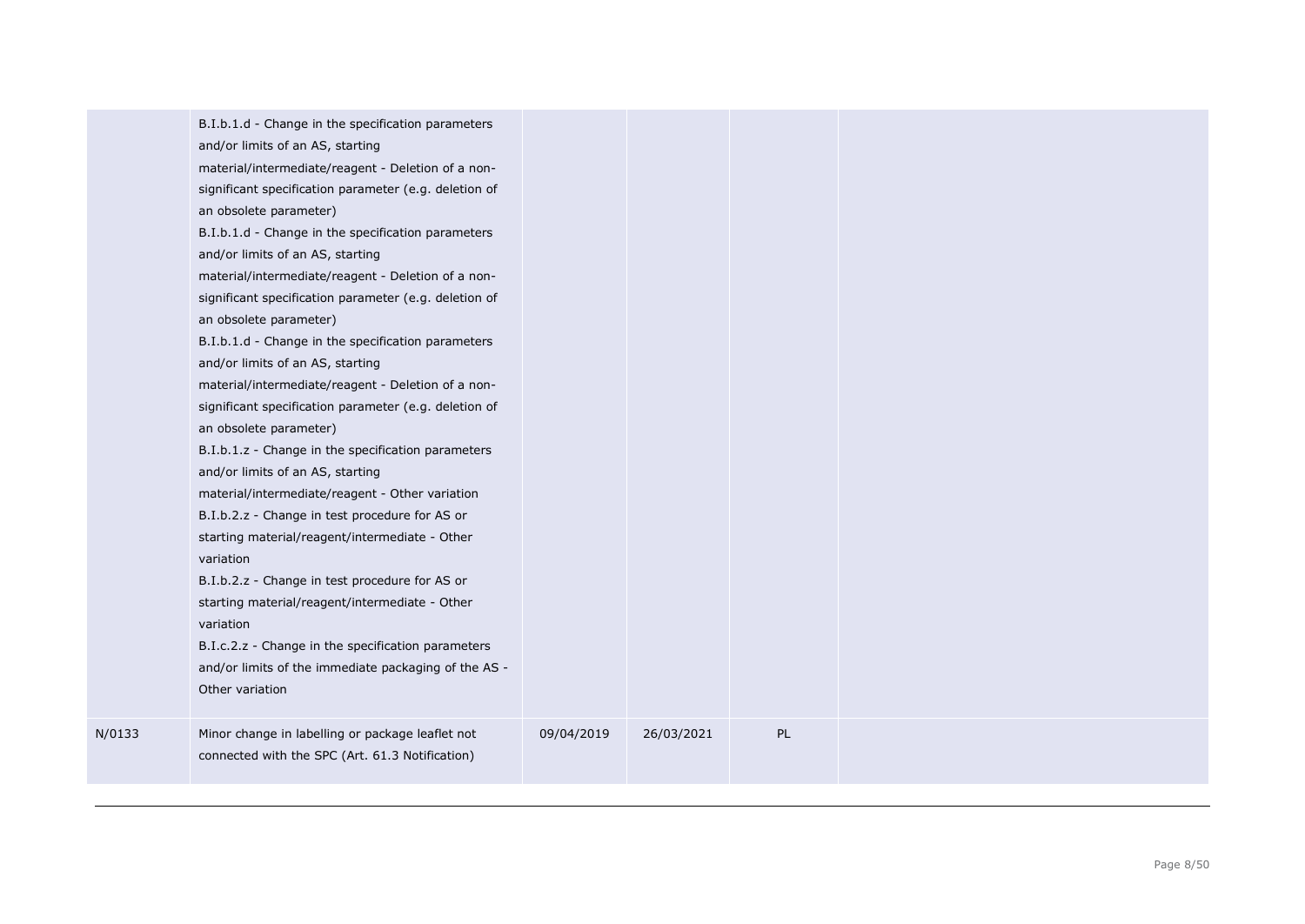| | | | | | |
|---|---|---|---|---|---|
| | B.I.b.1.d - Change in the specification parameters and/or limits of an AS, starting material/intermediate/reagent - Deletion of a non-significant specification parameter (e.g. deletion of an obsolete parameter)<br>B.I.b.1.d - Change in the specification parameters and/or limits of an AS, starting material/intermediate/reagent - Deletion of a non-significant specification parameter (e.g. deletion of an obsolete parameter)<br>B.I.b.1.d - Change in the specification parameters and/or limits of an AS, starting material/intermediate/reagent - Deletion of a non-significant specification parameter (e.g. deletion of an obsolete parameter)<br>B.I.b.1.z - Change in the specification parameters and/or limits of an AS, starting material/intermediate/reagent - Other variation<br>B.I.b.2.z - Change in test procedure for AS or starting material/reagent/intermediate - Other variation<br>B.I.b.2.z - Change in test procedure for AS or starting material/reagent/intermediate - Other variation<br>B.I.c.2.z - Change in the specification parameters and/or limits of the immediate packaging of the AS - Other variation | | | | |
| N/0133 | Minor change in labelling or package leaflet not connected with the SPC (Art. 61.3 Notification) | 09/04/2019 | 26/03/2021 | PL | |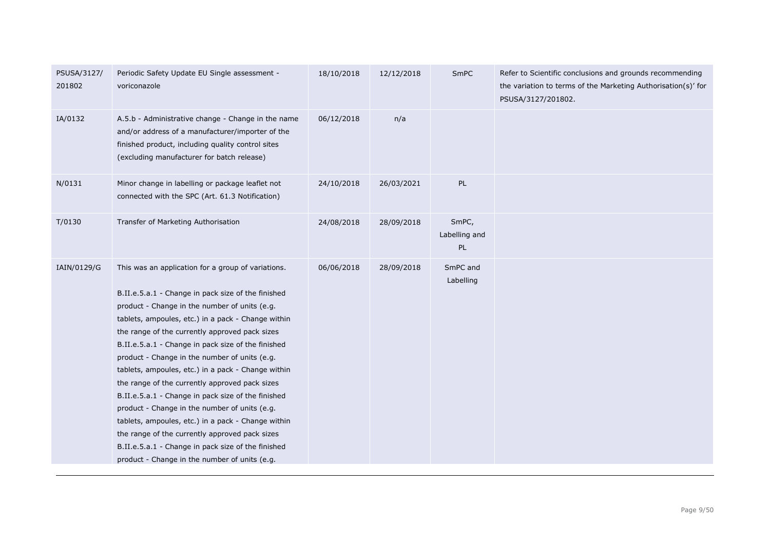| | | | | | |
|---|---|---|---|---|---|
| PSUSA/3127/201802 | Periodic Safety Update EU Single assessment - voriconazole | 18/10/2018 | 12/12/2018 | SmPC | Refer to Scientific conclusions and grounds recommending the variation to terms of the Marketing Authorisation(s)' for PSUSA/3127/201802. |
| IA/0132 | A.5.b - Administrative change - Change in the name and/or address of a manufacturer/importer of the finished product, including quality control sites (excluding manufacturer for batch release) | 06/12/2018 | n/a | | |
| N/0131 | Minor change in labelling or package leaflet not connected with the SPC (Art. 61.3 Notification) | 24/10/2018 | 26/03/2021 | PL | |
| T/0130 | Transfer of Marketing Authorisation | 24/08/2018 | 28/09/2018 | SmPC, Labelling and PL | |
| IAIN/0129/G | This was an application for a group of variations.<br><br>B.II.e.5.a.1 - Change in pack size of the finished product - Change in the number of units (e.g. tablets, ampoules, etc.) in a pack - Change within the range of the currently approved pack sizes<br>B.II.e.5.a.1 - Change in pack size of the finished product - Change in the number of units (e.g. tablets, ampoules, etc.) in a pack - Change within the range of the currently approved pack sizes<br>B.II.e.5.a.1 - Change in pack size of the finished product - Change in the number of units (e.g. tablets, ampoules, etc.) in a pack - Change within the range of the currently approved pack sizes<br>B.II.e.5.a.1 - Change in pack size of the finished product - Change in the number of units (e.g. | 06/06/2018 | 28/09/2018 | SmPC and Labelling | |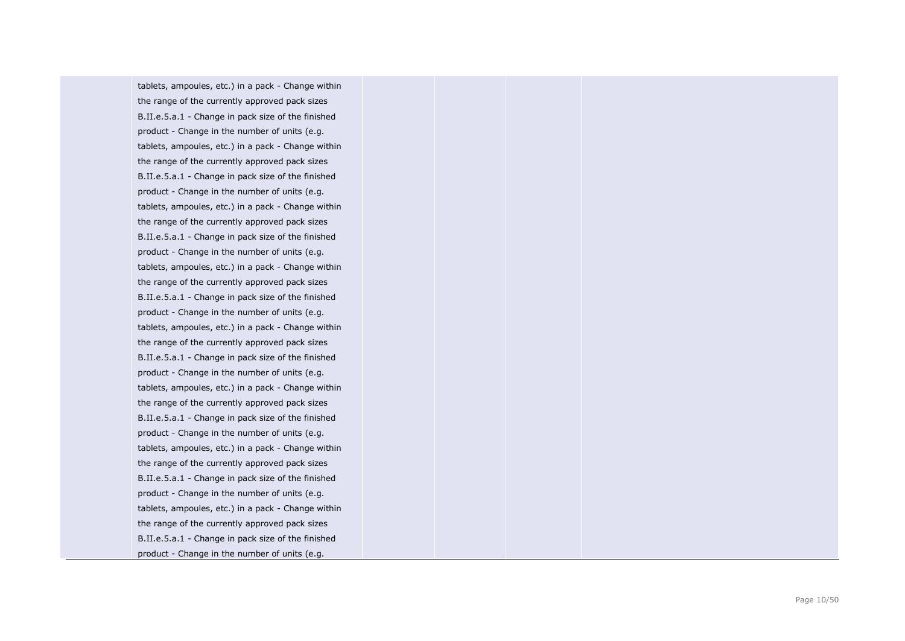| | | | | | |
|---|---|---|---|---|---|
| | tablets, ampoules, etc.) in a pack - Change within the range of the currently approved pack sizes<br>B.II.e.5.a.1 - Change in pack size of the finished product - Change in the number of units (e.g. tablets, ampoules, etc.) in a pack - Change within the range of the currently approved pack sizes<br>B.II.e.5.a.1 - Change in pack size of the finished product - Change in the number of units (e.g. tablets, ampoules, etc.) in a pack - Change within the range of the currently approved pack sizes<br>B.II.e.5.a.1 - Change in pack size of the finished product - Change in the number of units (e.g. tablets, ampoules, etc.) in a pack - Change within the range of the currently approved pack sizes<br>B.II.e.5.a.1 - Change in pack size of the finished product - Change in the number of units (e.g. tablets, ampoules, etc.) in a pack - Change within the range of the currently approved pack sizes<br>B.II.e.5.a.1 - Change in pack size of the finished product - Change in the number of units (e.g. tablets, ampoules, etc.) in a pack - Change within the range of the currently approved pack sizes<br>B.II.e.5.a.1 - Change in pack size of the finished product - Change in the number of units (e.g. tablets, ampoules, etc.) in a pack - Change within the range of the currently approved pack sizes<br>B.II.e.5.a.1 - Change in pack size of the finished product - Change in the number of units (e.g. tablets, ampoules, etc.) in a pack - Change within the range of the currently approved pack sizes<br>B.II.e.5.a.1 - Change in pack size of the finished product - Change in the number of units (e.g. | | | | |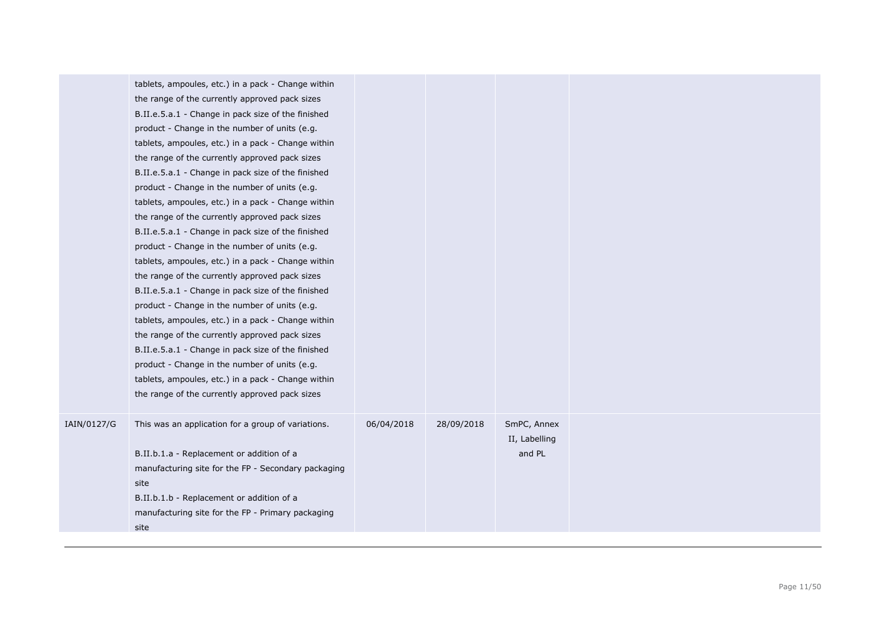| | | | | | |
|---|---|---|---|---|---|
| | tablets, ampoules, etc.) in a pack - Change within the range of the currently approved pack sizes<br>B.II.e.5.a.1 - Change in pack size of the finished product - Change in the number of units (e.g. tablets, ampoules, etc.) in a pack - Change within the range of the currently approved pack sizes<br>B.II.e.5.a.1 - Change in pack size of the finished product - Change in the number of units (e.g. tablets, ampoules, etc.) in a pack - Change within the range of the currently approved pack sizes<br>B.II.e.5.a.1 - Change in pack size of the finished product - Change in the number of units (e.g. tablets, ampoules, etc.) in a pack - Change within the range of the currently approved pack sizes<br>B.II.e.5.a.1 - Change in pack size of the finished product - Change in the number of units (e.g. tablets, ampoules, etc.) in a pack - Change within the range of the currently approved pack sizes<br>B.II.e.5.a.1 - Change in pack size of the finished product - Change in the number of units (e.g. tablets, ampoules, etc.) in a pack - Change within the range of the currently approved pack sizes | | | | |
| IAIN/0127/G | This was an application for a group of variations.<br><br>B.II.b.1.a - Replacement or addition of a manufacturing site for the FP - Secondary packaging site<br>B.II.b.1.b - Replacement or addition of a manufacturing site for the FP - Primary packaging site | 06/04/2018 | 28/09/2018 | SmPC, Annex II, Labelling and PL | |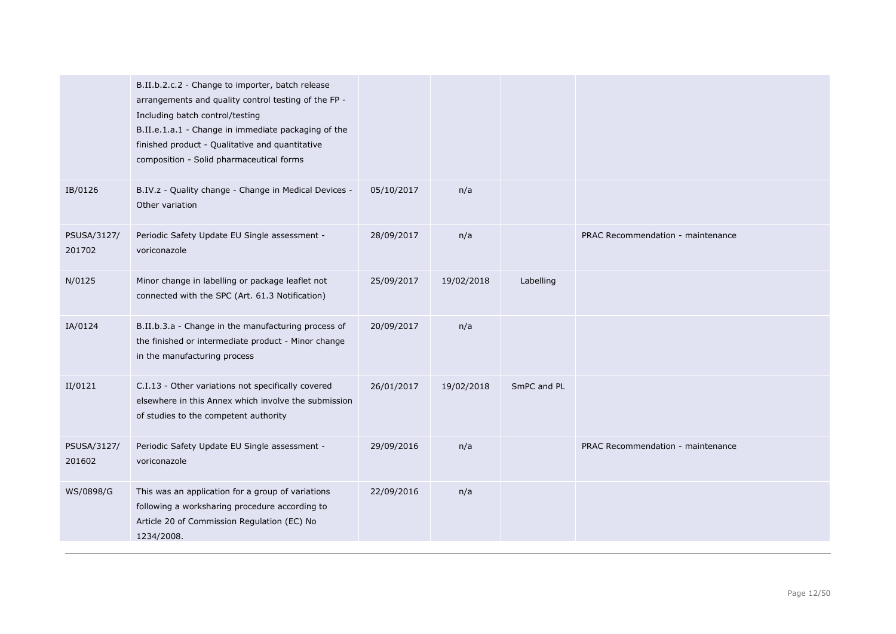| | | | | | |
|---|---|---|---|---|---|
| | B.II.b.2.c.2 - Change to importer, batch release arrangements and quality control testing of the FP - Including batch control/testing<br>B.II.e.1.a.1 - Change in immediate packaging of the finished product - Qualitative and quantitative composition - Solid pharmaceutical forms | | | | |
| IB/0126 | B.IV.z - Quality change - Change in Medical Devices - Other variation | 05/10/2017 | n/a | | |
| PSUSA/3127/201702 | Periodic Safety Update EU Single assessment - voriconazole | 28/09/2017 | n/a | | PRAC Recommendation - maintenance |
| N/0125 | Minor change in labelling or package leaflet not connected with the SPC (Art. 61.3 Notification) | 25/09/2017 | 19/02/2018 | Labelling | |
| IA/0124 | B.II.b.3.a - Change in the manufacturing process of the finished or intermediate product - Minor change in the manufacturing process | 20/09/2017 | n/a | | |
| II/0121 | C.I.13 - Other variations not specifically covered elsewhere in this Annex which involve the submission of studies to the competent authority | 26/01/2017 | 19/02/2018 | SmPC and PL | |
| PSUSA/3127/201602 | Periodic Safety Update EU Single assessment - voriconazole | 29/09/2016 | n/a | | PRAC Recommendation - maintenance |
| WS/0898/G | This was an application for a group of variations following a worksharing procedure according to Article 20 of Commission Regulation (EC) No 1234/2008. | 22/09/2016 | n/a | | |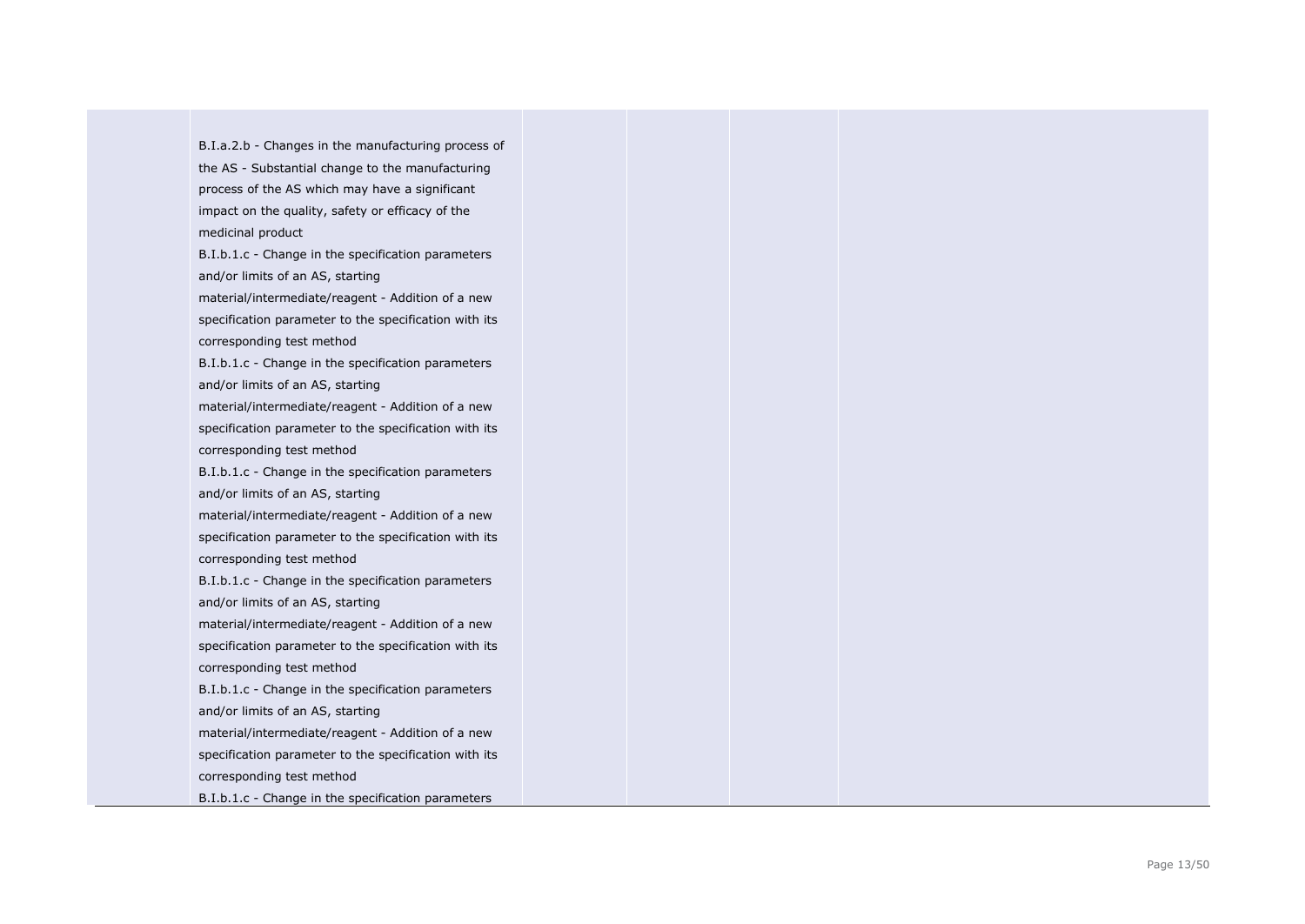| | | | | |
|---|---|---|---|---|
| | B.I.a.2.b - Changes in the manufacturing process of the AS - Substantial change to the manufacturing process of the AS which may have a significant impact on the quality, safety or efficacy of the medicinal product<br>B.I.b.1.c - Change in the specification parameters and/or limits of an AS, starting material/intermediate/reagent - Addition of a new specification parameter to the specification with its corresponding test method<br>B.I.b.1.c - Change in the specification parameters and/or limits of an AS, starting material/intermediate/reagent - Addition of a new specification parameter to the specification with its corresponding test method<br>B.I.b.1.c - Change in the specification parameters and/or limits of an AS, starting material/intermediate/reagent - Addition of a new specification parameter to the specification with its corresponding test method<br>B.I.b.1.c - Change in the specification parameters and/or limits of an AS, starting material/intermediate/reagent - Addition of a new specification parameter to the specification with its corresponding test method<br>B.I.b.1.c - Change in the specification parameters and/or limits of an AS, starting material/intermediate/reagent - Addition of a new specification parameter to the specification with its corresponding test method<br>B.I.b.1.c - Change in the specification parameters | | | | |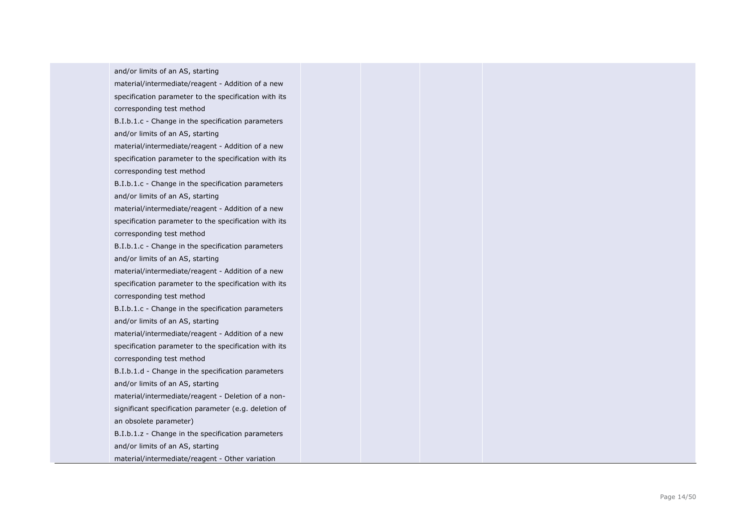| | | | | |
|---|---|---|---|---|
| | and/or limits of an AS, starting material/intermediate/reagent - Addition of a new specification parameter to the specification with its corresponding test method<br>B.I.b.1.c - Change in the specification parameters and/or limits of an AS, starting material/intermediate/reagent - Addition of a new specification parameter to the specification with its corresponding test method<br>B.I.b.1.c - Change in the specification parameters and/or limits of an AS, starting material/intermediate/reagent - Addition of a new specification parameter to the specification with its corresponding test method<br>B.I.b.1.c - Change in the specification parameters and/or limits of an AS, starting material/intermediate/reagent - Addition of a new specification parameter to the specification with its corresponding test method<br>B.I.b.1.c - Change in the specification parameters and/or limits of an AS, starting material/intermediate/reagent - Addition of a new specification parameter to the specification with its corresponding test method<br>B.I.b.1.d - Change in the specification parameters and/or limits of an AS, starting material/intermediate/reagent - Deletion of a non-significant specification parameter (e.g. deletion of an obsolete parameter)<br>B.I.b.1.z - Change in the specification parameters and/or limits of an AS, starting material/intermediate/reagent - Other variation | | | |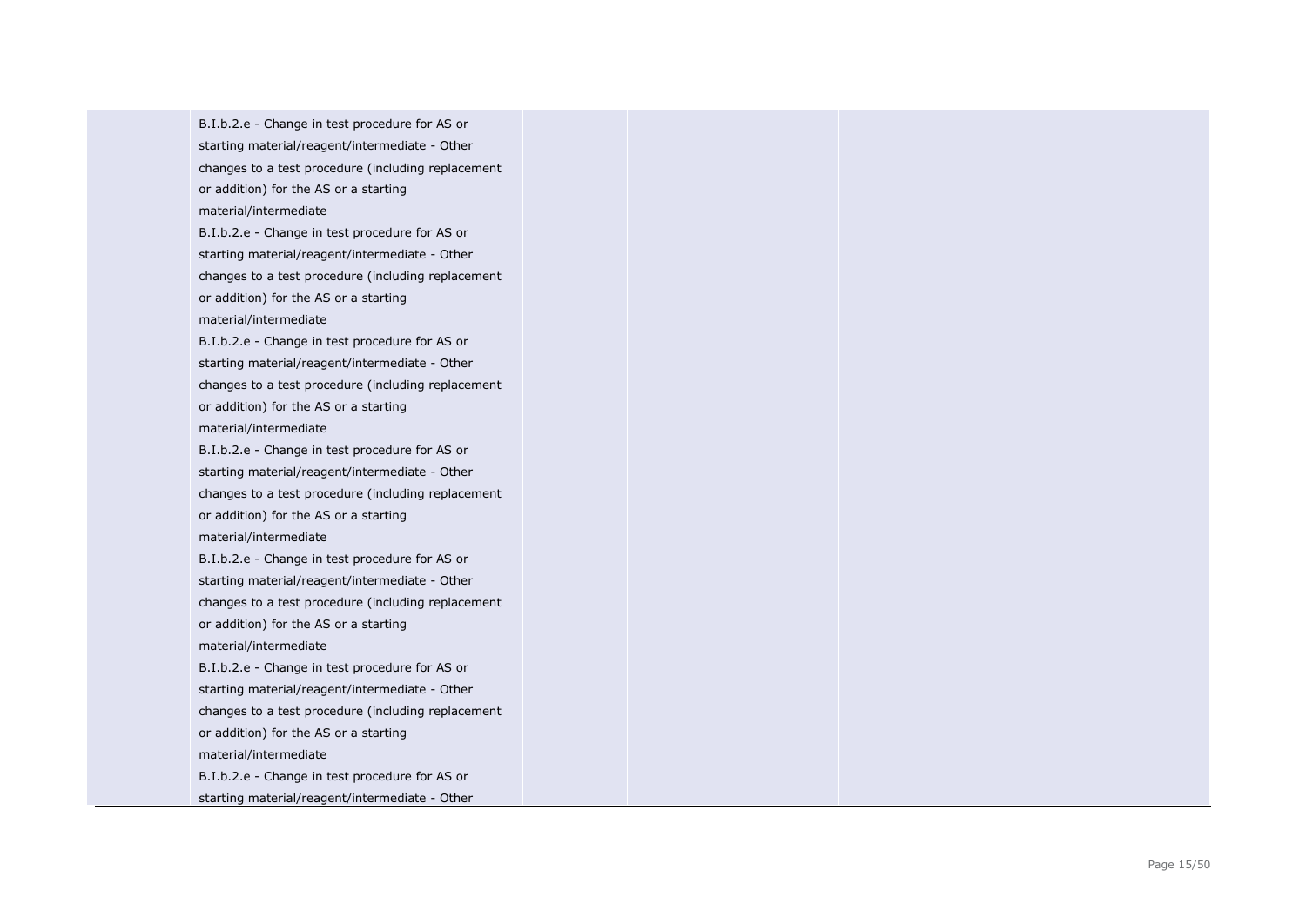| | | | | | |
|---|---|---|---|---|---|
| | B.I.b.2.e - Change in test procedure for AS or starting material/reagent/intermediate - Other changes to a test procedure (including replacement or addition) for the AS or a starting material/intermediate | | | | |
| | B.I.b.2.e - Change in test procedure for AS or starting material/reagent/intermediate - Other changes to a test procedure (including replacement or addition) for the AS or a starting material/intermediate | | | | |
| | B.I.b.2.e - Change in test procedure for AS or starting material/reagent/intermediate - Other changes to a test procedure (including replacement or addition) for the AS or a starting material/intermediate | | | | |
| | B.I.b.2.e - Change in test procedure for AS or starting material/reagent/intermediate - Other changes to a test procedure (including replacement or addition) for the AS or a starting material/intermediate | | | | |
| | B.I.b.2.e - Change in test procedure for AS or starting material/reagent/intermediate - Other changes to a test procedure (including replacement or addition) for the AS or a starting material/intermediate | | | | |
| | B.I.b.2.e - Change in test procedure for AS or starting material/reagent/intermediate - Other changes to a test procedure (including replacement or addition) for the AS or a starting material/intermediate | | | | |
| | B.I.b.2.e - Change in test procedure for AS or starting material/reagent/intermediate - Other | | | | |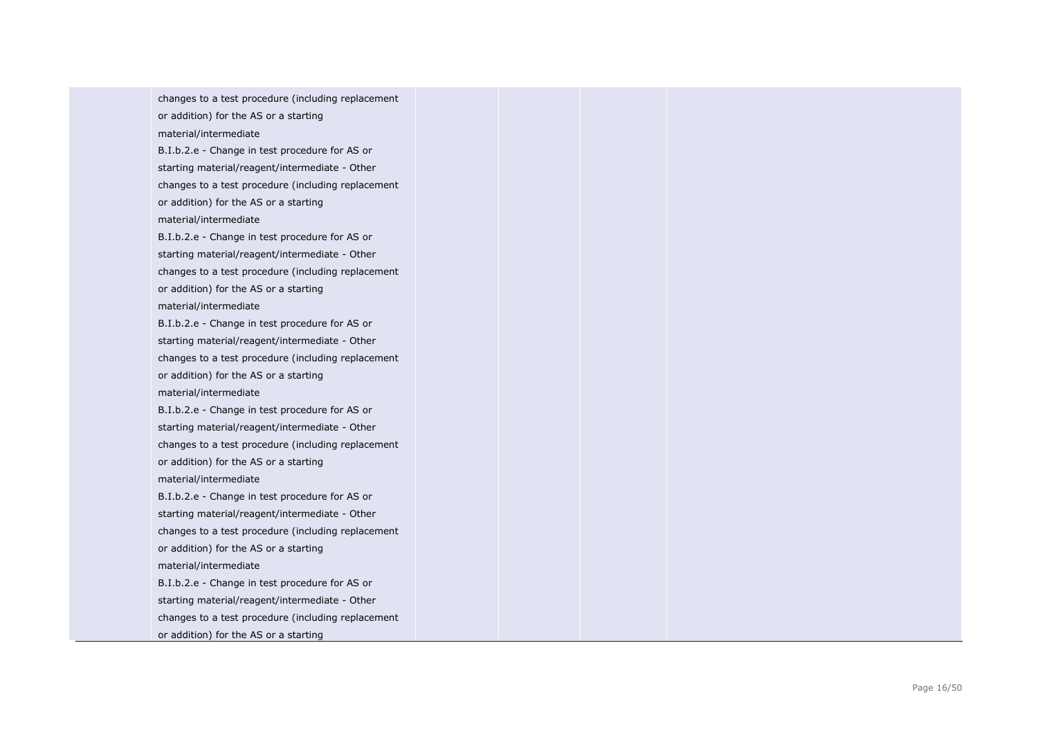| | | | | | |
|---|---|---|---|---|---|
| | changes to a test procedure (including replacement or addition) for the AS or a starting material/intermediate<br>B.I.b.2.e - Change in test procedure for AS or starting material/reagent/intermediate - Other changes to a test procedure (including replacement or addition) for the AS or a starting material/intermediate<br>B.I.b.2.e - Change in test procedure for AS or starting material/reagent/intermediate - Other changes to a test procedure (including replacement or addition) for the AS or a starting material/intermediate<br>B.I.b.2.e - Change in test procedure for AS or starting material/reagent/intermediate - Other changes to a test procedure (including replacement or addition) for the AS or a starting material/intermediate<br>B.I.b.2.e - Change in test procedure for AS or starting material/reagent/intermediate - Other changes to a test procedure (including replacement or addition) for the AS or a starting material/intermediate<br>B.I.b.2.e - Change in test procedure for AS or starting material/reagent/intermediate - Other changes to a test procedure (including replacement or addition) for the AS or a starting material/intermediate<br>B.I.b.2.e - Change in test procedure for AS or starting material/reagent/intermediate - Other changes to a test procedure (including replacement or addition) for the AS or a starting | | | | |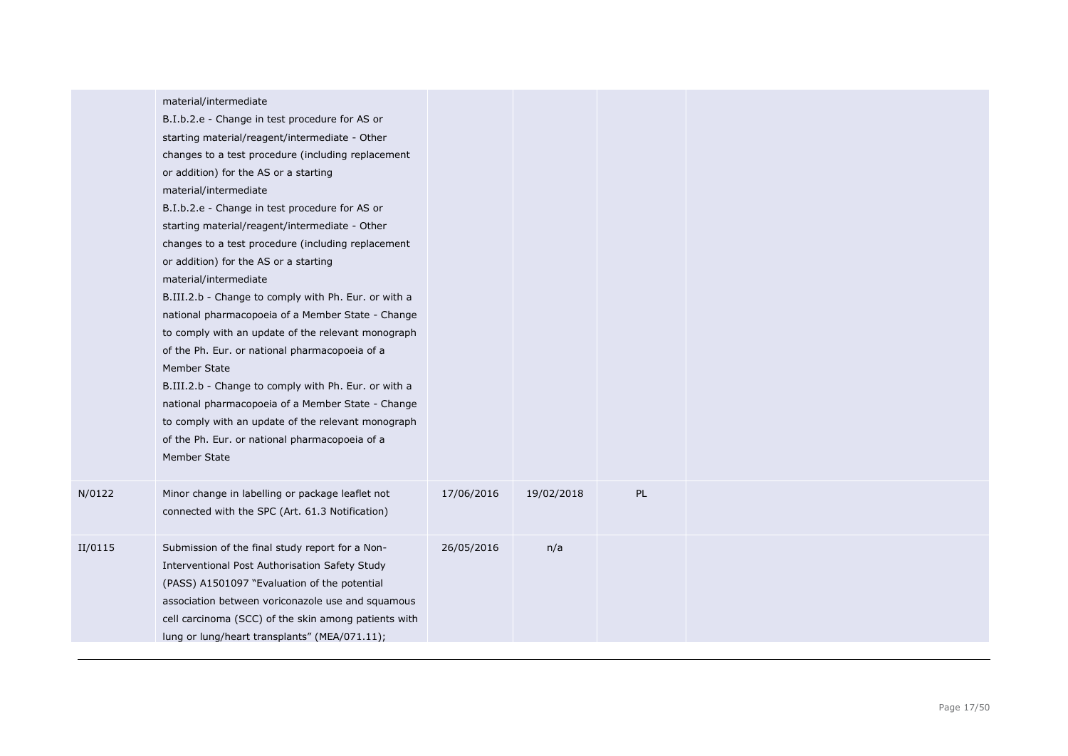| | | | | | |
|---|---|---|---|---|---|
| | material/intermediate<br>B.I.b.2.e - Change in test procedure for AS or starting material/reagent/intermediate - Other changes to a test procedure (including replacement or addition) for the AS or a starting material/intermediate<br>B.I.b.2.e - Change in test procedure for AS or starting material/reagent/intermediate - Other changes to a test procedure (including replacement or addition) for the AS or a starting material/intermediate<br>B.III.2.b - Change to comply with Ph. Eur. or with a national pharmacopoeia of a Member State - Change to comply with an update of the relevant monograph of the Ph. Eur. or national pharmacopoeia of a Member State<br>B.III.2.b - Change to comply with Ph. Eur. or with a national pharmacopoeia of a Member State - Change to comply with an update of the relevant monograph of the Ph. Eur. or national pharmacopoeia of a Member State | | | | |
| N/0122 | Minor change in labelling or package leaflet not connected with the SPC (Art. 61.3 Notification) | 17/06/2016 | 19/02/2018 | PL | |
| II/0115 | Submission of the final study report for a Non-Interventional Post Authorisation Safety Study (PASS) A1501097 "Evaluation of the potential association between voriconazole use and squamous cell carcinoma (SCC) of the skin among patients with lung or lung/heart transplants" (MEA/071.11); | 26/05/2016 | n/a | | |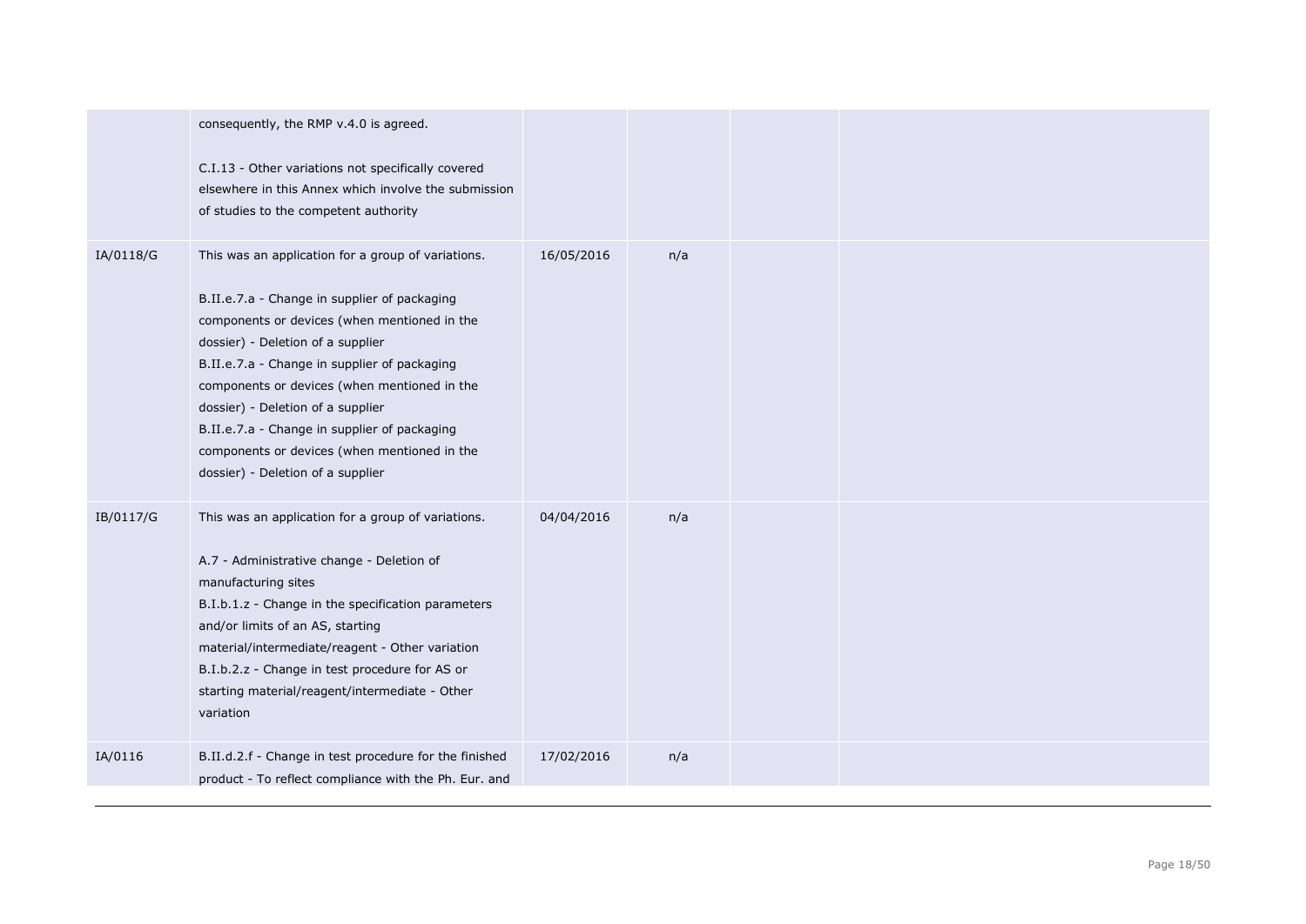| | | | | | |
|---|---|---|---|---|---|
| | consequently, the RMP v.4.0 is agreed.<br><br>C.I.13 - Other variations not specifically covered elsewhere in this Annex which involve the submission of studies to the competent authority | | | | |
| IA/0118/G | This was an application for a group of variations.<br><br>B.II.e.7.a - Change in supplier of packaging components or devices (when mentioned in the dossier) - Deletion of a supplier<br>B.II.e.7.a - Change in supplier of packaging components or devices (when mentioned in the dossier) - Deletion of a supplier<br>B.II.e.7.a - Change in supplier of packaging components or devices (when mentioned in the dossier) - Deletion of a supplier | 16/05/2016 | n/a | | |
| IB/0117/G | This was an application for a group of variations.<br><br>A.7 - Administrative change - Deletion of manufacturing sites<br>B.I.b.1.z - Change in the specification parameters and/or limits of an AS, starting material/intermediate/reagent - Other variation<br>B.I.b.2.z - Change in test procedure for AS or starting material/reagent/intermediate - Other variation | 04/04/2016 | n/a | | |
| IA/0116 | B.II.d.2.f - Change in test procedure for the finished product - To reflect compliance with the Ph. Eur. and | 17/02/2016 | n/a | | |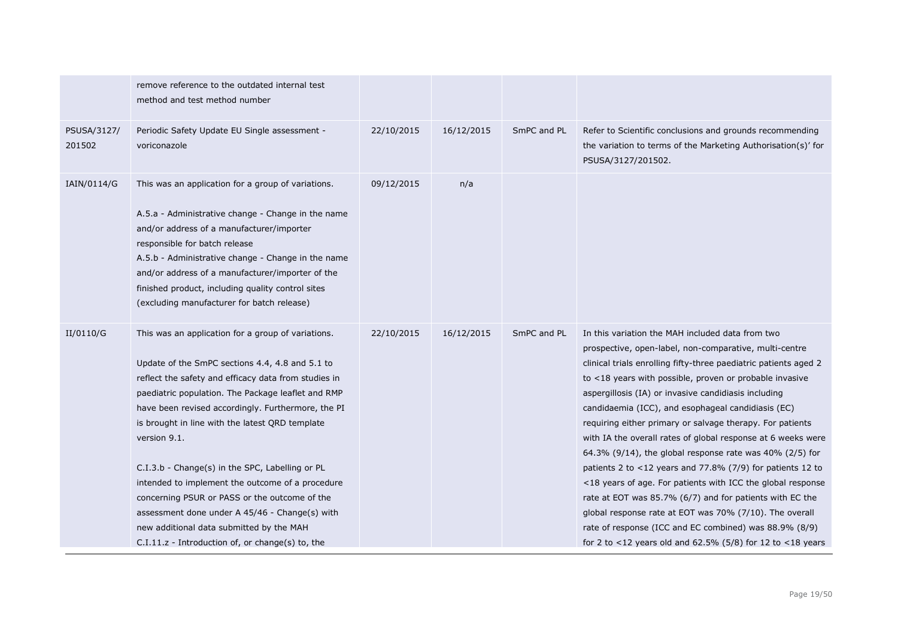| | | | | | |
|---|---|---|---|---|---|
| | remove reference to the outdated internal test method and test method number | | | | |
| PSUSA/3127/201502 | Periodic Safety Update EU Single assessment - voriconazole | 22/10/2015 | 16/12/2015 | SmPC and PL | Refer to Scientific conclusions and grounds recommending the variation to terms of the Marketing Authorisation(s)' for PSUSA/3127/201502. |
| IAIN/0114/G | This was an application for a group of variations.<br><br>A.5.a - Administrative change - Change in the name and/or address of a manufacturer/importer responsible for batch release<br>A.5.b - Administrative change - Change in the name and/or address of a manufacturer/importer of the finished product, including quality control sites (excluding manufacturer for batch release) | 09/12/2015 | n/a | | |
| II/0110/G | This was an application for a group of variations.<br><br>Update of the SmPC sections 4.4, 4.8 and 5.1 to reflect the safety and efficacy data from studies in paediatric population. The Package leaflet and RMP have been revised accordingly. Furthermore, the PI is brought in line with the latest QRD template version 9.1.<br><br>C.I.3.b - Change(s) in the SPC, Labelling or PL intended to implement the outcome of a procedure concerning PSUR or PASS or the outcome of the assessment done under A 45/46 - Change(s) with new additional data submitted by the MAH<br>C.I.11.z - Introduction of, or change(s) to, the | 22/10/2015 | 16/12/2015 | SmPC and PL | In this variation the MAH included data from two prospective, open-label, non-comparative, multi-centre clinical trials enrolling fifty-three paediatric patients aged 2 to <18 years with possible, proven or probable invasive aspergillosis (IA) or invasive candidiasis including candidaemia (ICC), and esophageal candidiasis (EC) requiring either primary or salvage therapy. For patients with IA the overall rates of global response at 6 weeks were 64.3% (9/14), the global response rate was 40% (2/5) for patients 2 to <12 years and 77.8% (7/9) for patients 12 to <18 years of age. For patients with ICC the global response rate at EOT was 85.7% (6/7) and for patients with EC the global response rate at EOT was 70% (7/10). The overall rate of response (ICC and EC combined) was 88.9% (8/9) for 2 to <12 years old and 62.5% (5/8) for 12 to <18 years |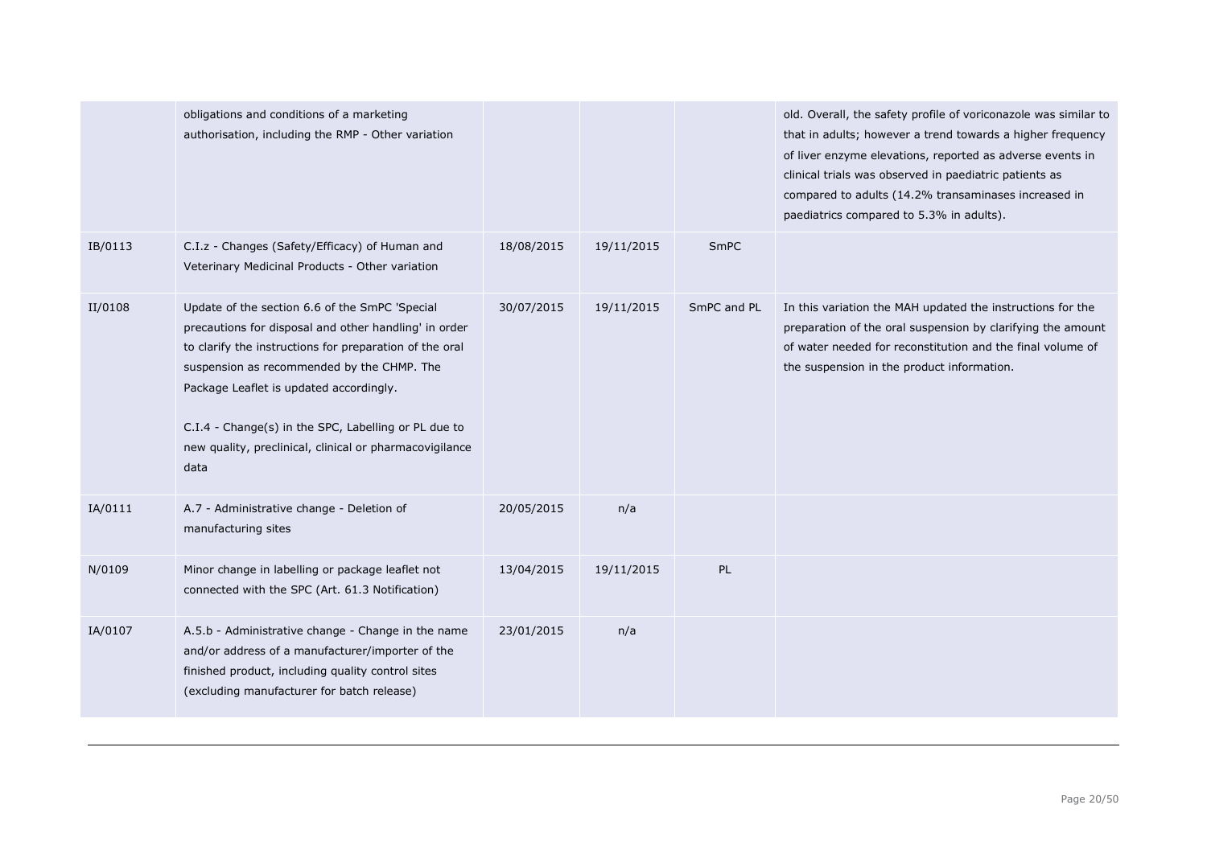| | | | | | |
|---|---|---|---|---|---|
| | obligations and conditions of a marketing authorisation, including the RMP - Other variation | | | | old. Overall, the safety profile of voriconazole was similar to that in adults; however a trend towards a higher frequency of liver enzyme elevations, reported as adverse events in clinical trials was observed in paediatric patients as compared to adults (14.2% transaminases increased in paediatrics compared to 5.3% in adults). |
| IB/0113 | C.I.z - Changes (Safety/Efficacy) of Human and Veterinary Medicinal Products - Other variation | 18/08/2015 | 19/11/2015 | SmPC | |
| II/0108 | Update of the section 6.6 of the SmPC 'Special precautions for disposal and other handling' in order to clarify the instructions for preparation of the oral suspension as recommended by the CHMP. The Package Leaflet is updated accordingly.<br><br>C.I.4 - Change(s) in the SPC, Labelling or PL due to new quality, preclinical, clinical or pharmacovigilance data | 30/07/2015 | 19/11/2015 | SmPC and PL | In this variation the MAH updated the instructions for the preparation of the oral suspension by clarifying the amount of water needed for reconstitution and the final volume of the suspension in the product information. |
| IA/0111 | A.7 - Administrative change - Deletion of manufacturing sites | 20/05/2015 | n/a | | |
| N/0109 | Minor change in labelling or package leaflet not connected with the SPC (Art. 61.3 Notification) | 13/04/2015 | 19/11/2015 | PL | |
| IA/0107 | A.5.b - Administrative change - Change in the name and/or address of a manufacturer/importer of the finished product, including quality control sites (excluding manufacturer for batch release) | 23/01/2015 | n/a | | |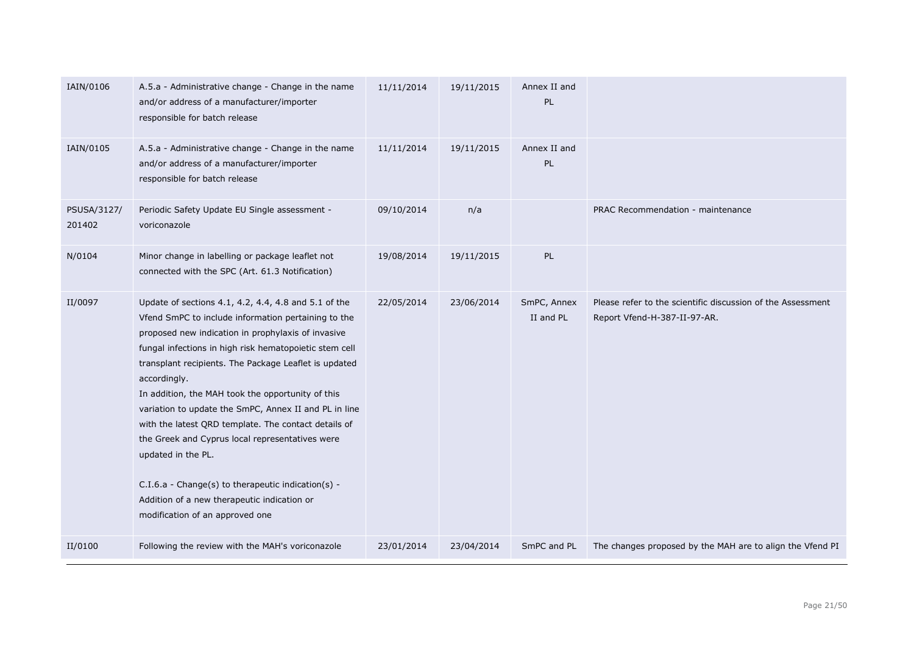| | | | | | |
|---|---|---|---|---|---|
| IAIN/0106 | A.5.a - Administrative change - Change in the name and/or address of a manufacturer/importer responsible for batch release | 11/11/2014 | 19/11/2015 | Annex II and PL | |
| IAIN/0105 | A.5.a - Administrative change - Change in the name and/or address of a manufacturer/importer responsible for batch release | 11/11/2014 | 19/11/2015 | Annex II and PL | |
| PSUSA/3127/201402 | Periodic Safety Update EU Single assessment - voriconazole | 09/10/2014 | n/a | | PRAC Recommendation - maintenance |
| N/0104 | Minor change in labelling or package leaflet not connected with the SPC (Art. 61.3 Notification) | 19/08/2014 | 19/11/2015 | PL | |
| II/0097 | Update of sections 4.1, 4.2, 4.4, 4.8 and 5.1 of the Vfend SmPC to include information pertaining to the proposed new indication in prophylaxis of invasive fungal infections in high risk hematopoietic stem cell transplant recipients. The Package Leaflet is updated accordingly.<br>In addition, the MAH took the opportunity of this variation to update the SmPC, Annex II and PL in line with the latest QRD template. The contact details of the Greek and Cyprus local representatives were updated in the PL.<br><br>C.I.6.a - Change(s) to therapeutic indication(s) - Addition of a new therapeutic indication or modification of an approved one | 22/05/2014 | 23/06/2014 | SmPC, Annex II and PL | Please refer to the scientific discussion of the Assessment Report Vfend-H-387-II-97-AR. |
| II/0100 | Following the review with the MAH's voriconazole | 23/01/2014 | 23/04/2014 | SmPC and PL | The changes proposed by the MAH are to align the Vfend PI |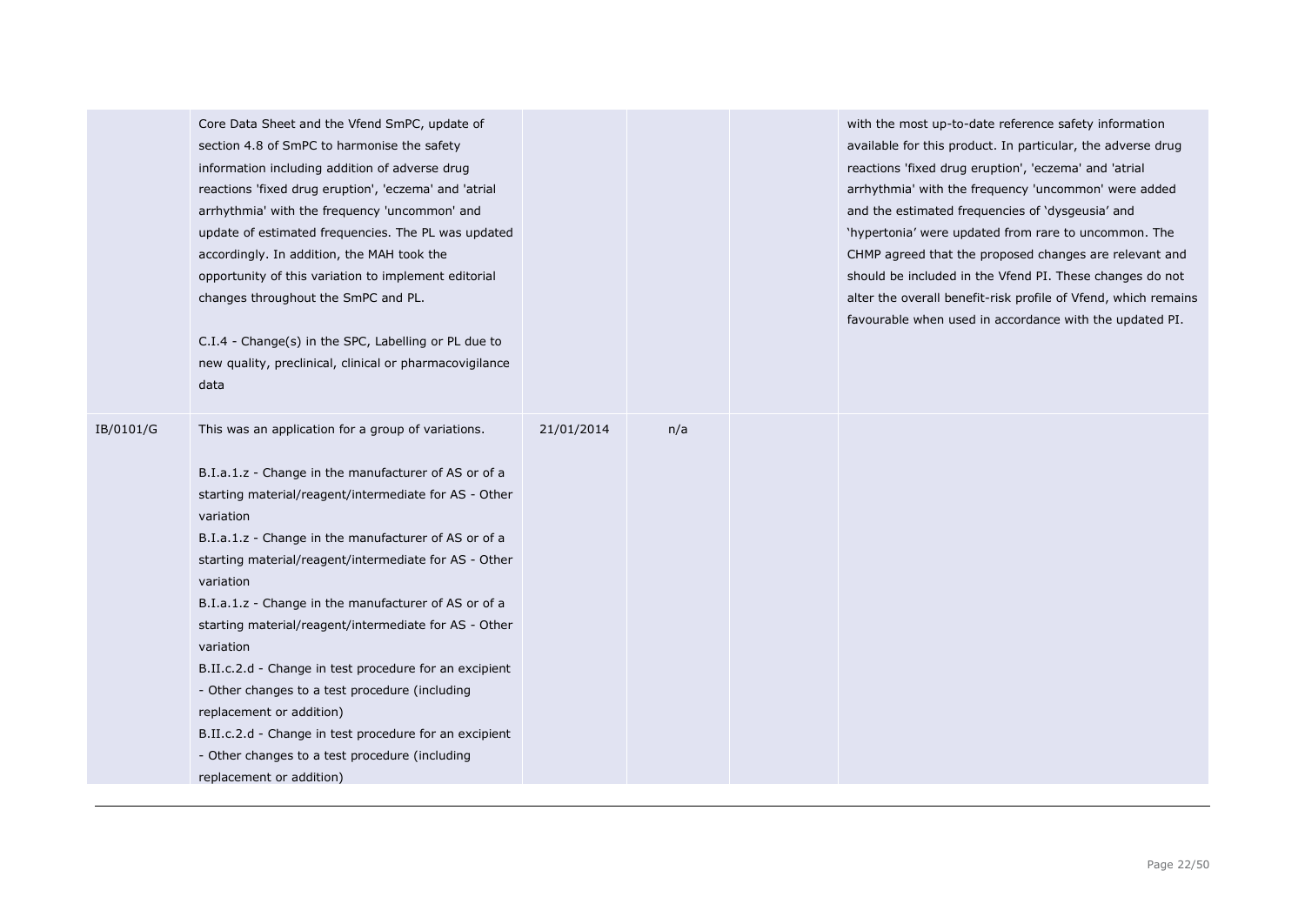| | | | | | |
|---|---|---|---|---|---|
| | Core Data Sheet and the Vfend SmPC, update of section 4.8 of SmPC to harmonise the safety information including addition of adverse drug reactions 'fixed drug eruption', 'eczema' and 'atrial arrhythmia' with the frequency 'uncommon' and update of estimated frequencies. The PL was updated accordingly. In addition, the MAH took the opportunity of this variation to implement editorial changes throughout the SmPC and PL.<br><br>C.I.4 - Change(s) in the SPC, Labelling or PL due to new quality, preclinical, clinical or pharmacovigilance data | | | | with the most up-to-date reference safety information available for this product. In particular, the adverse drug reactions 'fixed drug eruption', 'eczema' and 'atrial arrhythmia' with the frequency 'uncommon' were added and the estimated frequencies of 'dysgeusia' and 'hypertonia' were updated from rare to uncommon. The CHMP agreed that the proposed changes are relevant and should be included in the Vfend PI. These changes do not alter the overall benefit-risk profile of Vfend, which remains favourable when used in accordance with the updated PI. |
| IB/0101/G | This was an application for a group of variations.<br><br>B.I.a.1.z - Change in the manufacturer of AS or of a starting material/reagent/intermediate for AS - Other variation<br>B.I.a.1.z - Change in the manufacturer of AS or of a starting material/reagent/intermediate for AS - Other variation<br>B.I.a.1.z - Change in the manufacturer of AS or of a starting material/reagent/intermediate for AS - Other variation<br>B.II.c.2.d - Change in test procedure for an excipient - Other changes to a test procedure (including replacement or addition)<br>B.II.c.2.d - Change in test procedure for an excipient - Other changes to a test procedure (including replacement or addition) | 21/01/2014 | n/a | | |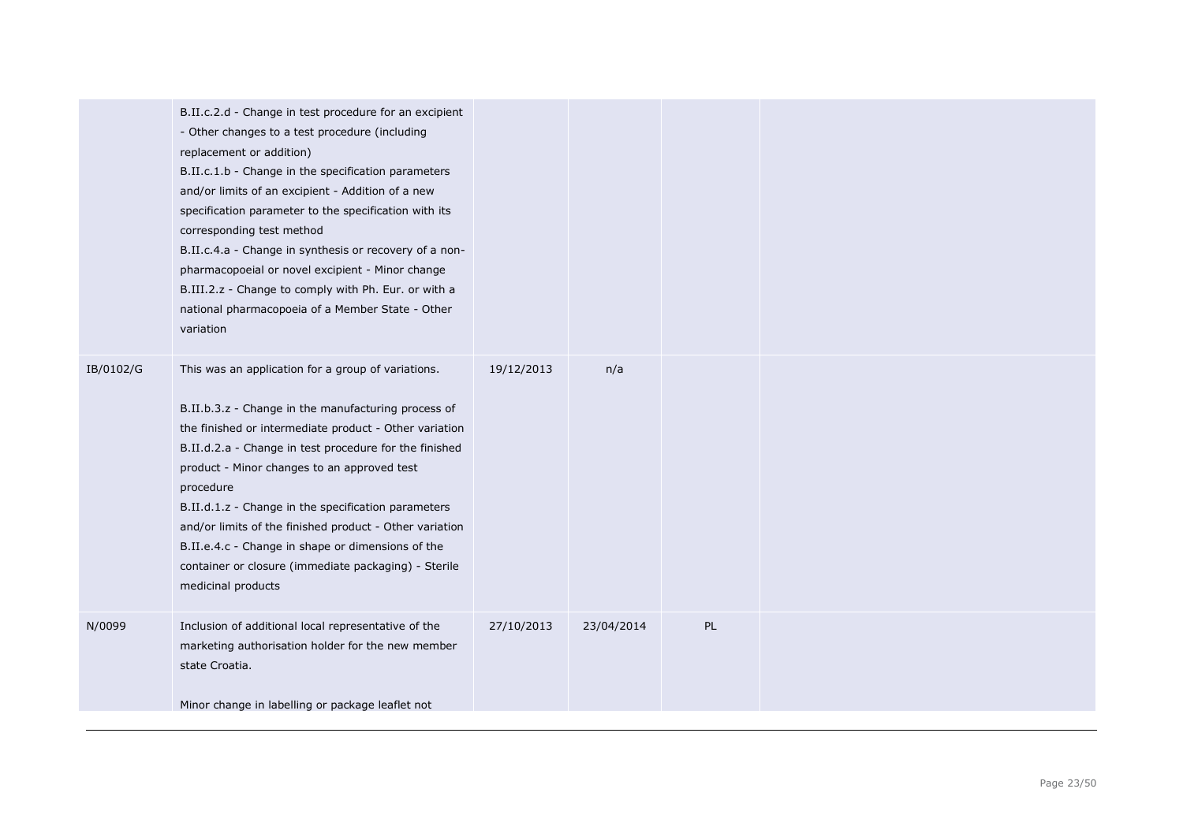| | | | | | |
|---|---|---|---|---|---|
| | B.II.c.2.d - Change in test procedure for an excipient - Other changes to a test procedure (including replacement or addition)<br>B.II.c.1.b - Change in the specification parameters and/or limits of an excipient - Addition of a new specification parameter to the specification with its corresponding test method<br>B.II.c.4.a - Change in synthesis or recovery of a non-pharmacopoeial or novel excipient - Minor change<br>B.III.2.z - Change to comply with Ph. Eur. or with a national pharmacopoeia of a Member State - Other variation | | | | |
| IB/0102/G | This was an application for a group of variations.<br><br>B.II.b.3.z - Change in the manufacturing process of the finished or intermediate product - Other variation<br>B.II.d.2.a - Change in test procedure for the finished product - Minor changes to an approved test procedure<br>B.II.d.1.z - Change in the specification parameters and/or limits of the finished product - Other variation<br>B.II.e.4.c - Change in shape or dimensions of the container or closure (immediate packaging) - Sterile medicinal products | 19/12/2013 | n/a | | |
| N/0099 | Inclusion of additional local representative of the marketing authorisation holder for the new member state Croatia.<br><br>Minor change in labelling or package leaflet not | 27/10/2013 | 23/04/2014 | PL | |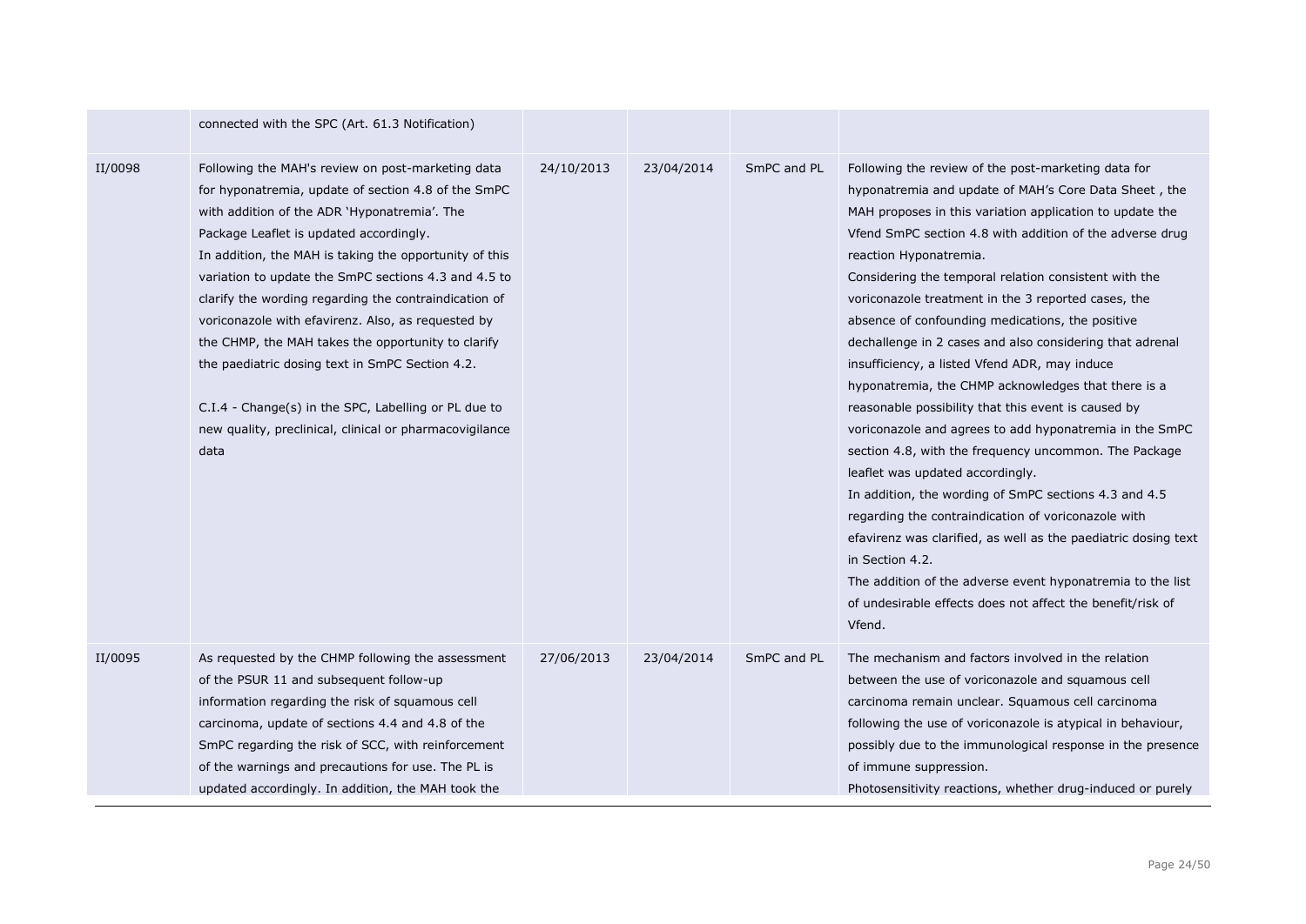| | | | | | |
|---|---|---|---|---|---|
| | connected with the SPC (Art. 61.3 Notification) | | | | |
| II/0098 | Following the MAH's review on post-marketing data for hyponatremia, update of section 4.8 of the SmPC with addition of the ADR 'Hyponatremia'. The Package Leaflet is updated accordingly.<br>In addition, the MAH is taking the opportunity of this variation to update the SmPC sections 4.3 and 4.5 to clarify the wording regarding the contraindication of voriconazole with efavirenz. Also, as requested by the CHMP, the MAH takes the opportunity to clarify the paediatric dosing text in SmPC Section 4.2.<br><br>C.I.4 - Change(s) in the SPC, Labelling or PL due to new quality, preclinical, clinical or pharmacovigilance data | 24/10/2013 | 23/04/2014 | SmPC and PL | Following the review of the post-marketing data for hyponatremia and update of MAH's Core Data Sheet , the MAH proposes in this variation application to update the Vfend SmPC section 4.8 with addition of the adverse drug reaction Hyponatremia.<br>Considering the temporal relation consistent with the voriconazole treatment in the 3 reported cases, the absence of confounding medications, the positive dechallenge in 2 cases and also considering that adrenal insufficiency, a listed Vfend ADR, may induce hyponatremia, the CHMP acknowledges that there is a reasonable possibility that this event is caused by voriconazole and agrees to add hyponatremia in the SmPC section 4.8, with the frequency uncommon. The Package leaflet was updated accordingly.<br>In addition, the wording of SmPC sections 4.3 and 4.5 regarding the contraindication of voriconazole with efavirenz was clarified, as well as the paediatric dosing text in Section 4.2.<br>The addition of the adverse event hyponatremia to the list of undesirable effects does not affect the benefit/risk of Vfend. |
| II/0095 | As requested by the CHMP following the assessment of the PSUR 11 and subsequent follow-up information regarding the risk of squamous cell carcinoma, update of sections 4.4 and 4.8 of the SmPC regarding the risk of SCC, with reinforcement of the warnings and precautions for use. The PL is updated accordingly. In addition, the MAH took the | 27/06/2013 | 23/04/2014 | SmPC and PL | The mechanism and factors involved in the relation between the use of voriconazole and squamous cell carcinoma remain unclear. Squamous cell carcinoma following the use of voriconazole is atypical in behaviour, possibly due to the immunological response in the presence of immune suppression.<br>Photosensitivity reactions, whether drug-induced or purely |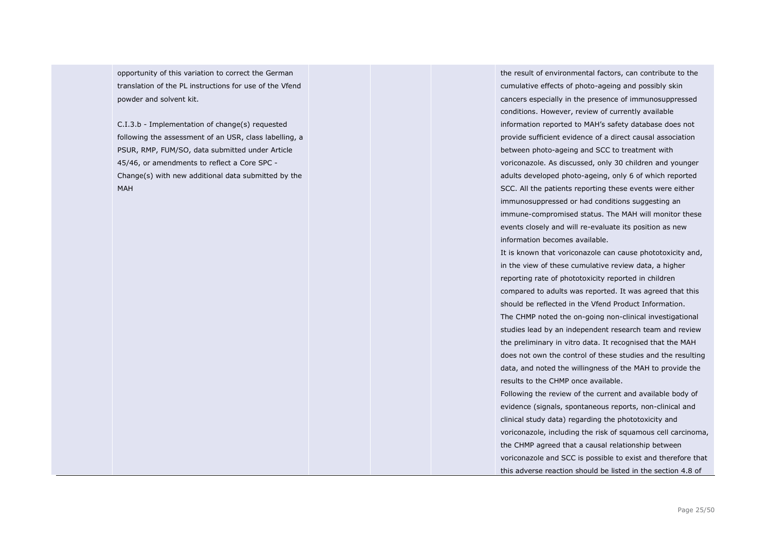| | | | | |
|---|---|---|---|---|
| opportunity of this variation to correct the German translation of the PL instructions for use of the Vfend powder and solvent kit.<br><br>C.I.3.b - Implementation of change(s) requested following the assessment of an USR, class labelling, a PSUR, RMP, FUM/SO, data submitted under Article 45/46, or amendments to reflect a Core SPC - Change(s) with new additional data submitted by the MAH | | | | the result of environmental factors, can contribute to the cumulative effects of photo-ageing and possibly skin cancers especially in the presence of immunosuppressed conditions. However, review of currently available information reported to MAH's safety database does not provide sufficient evidence of a direct causal association between photo-ageing and SCC to treatment with voriconazole. As discussed, only 30 children and younger adults developed photo-ageing, only 6 of which reported SCC. All the patients reporting these events were either immunosuppressed or had conditions suggesting an immune-compromised status. The MAH will monitor these events closely and will re-evaluate its position as new information becomes available.<br>It is known that voriconazole can cause phototoxicity and, in the view of these cumulative review data, a higher reporting rate of phototoxicity reported in children compared to adults was reported. It was agreed that this should be reflected in the Vfend Product Information.<br>The CHMP noted the on-going non-clinical investigational studies lead by an independent research team and review the preliminary in vitro data. It recognised that the MAH does not own the control of these studies and the resulting data, and noted the willingness of the MAH to provide the results to the CHMP once available.<br>Following the review of the current and available body of evidence (signals, spontaneous reports, non-clinical and clinical study data) regarding the phototoxicity and voriconazole, including the risk of squamous cell carcinoma, the CHMP agreed that a causal relationship between voriconazole and SCC is possible to exist and therefore that this adverse reaction should be listed in the section 4.8 of |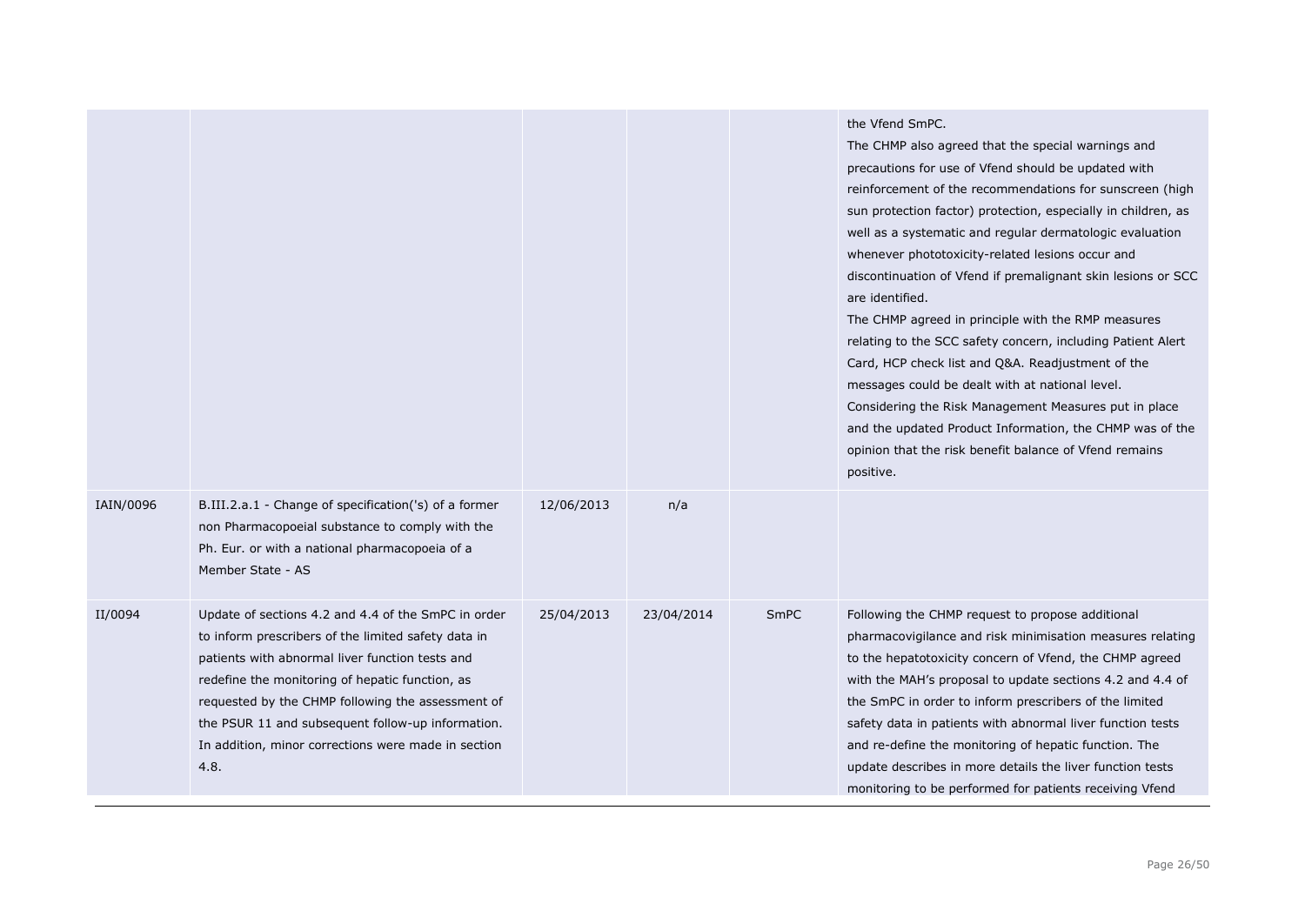| | | | | | |
|---|---|---|---|---|---|
| | | | | | the Vfend SmPC. The CHMP also agreed that the special warnings and precautions for use of Vfend should be updated with reinforcement of the recommendations for sunscreen (high sun protection factor) protection, especially in children, as well as a systematic and regular dermatologic evaluation whenever phototoxicity-related lesions occur and discontinuation of Vfend if premalignant skin lesions or SCC are identified. The CHMP agreed in principle with the RMP measures relating to the SCC safety concern, including Patient Alert Card, HCP check list and Q&A. Readjustment of the messages could be dealt with at national level. Considering the Risk Management Measures put in place and the updated Product Information, the CHMP was of the opinion that the risk benefit balance of Vfend remains positive. |
| IAIN/0096 | B.III.2.a.1 - Change of specification('s) of a former non Pharmacopoeial substance to comply with the Ph. Eur. or with a national pharmacopoeia of a Member State - AS | 12/06/2013 | n/a | | |
| II/0094 | Update of sections 4.2 and 4.4 of the SmPC in order to inform prescribers of the limited safety data in patients with abnormal liver function tests and redefine the monitoring of hepatic function, as requested by the CHMP following the assessment of the PSUR 11 and subsequent follow-up information. In addition, minor corrections were made in section 4.8. | 25/04/2013 | 23/04/2014 | SmPC | Following the CHMP request to propose additional pharmacovigilance and risk minimisation measures relating to the hepatotoxicity concern of Vfend, the CHMP agreed with the MAH's proposal to update sections 4.2 and 4.4 of the SmPC in order to inform prescribers of the limited safety data in patients with abnormal liver function tests and re-define the monitoring of hepatic function. The update describes in more details the liver function tests monitoring to be performed for patients receiving Vfend |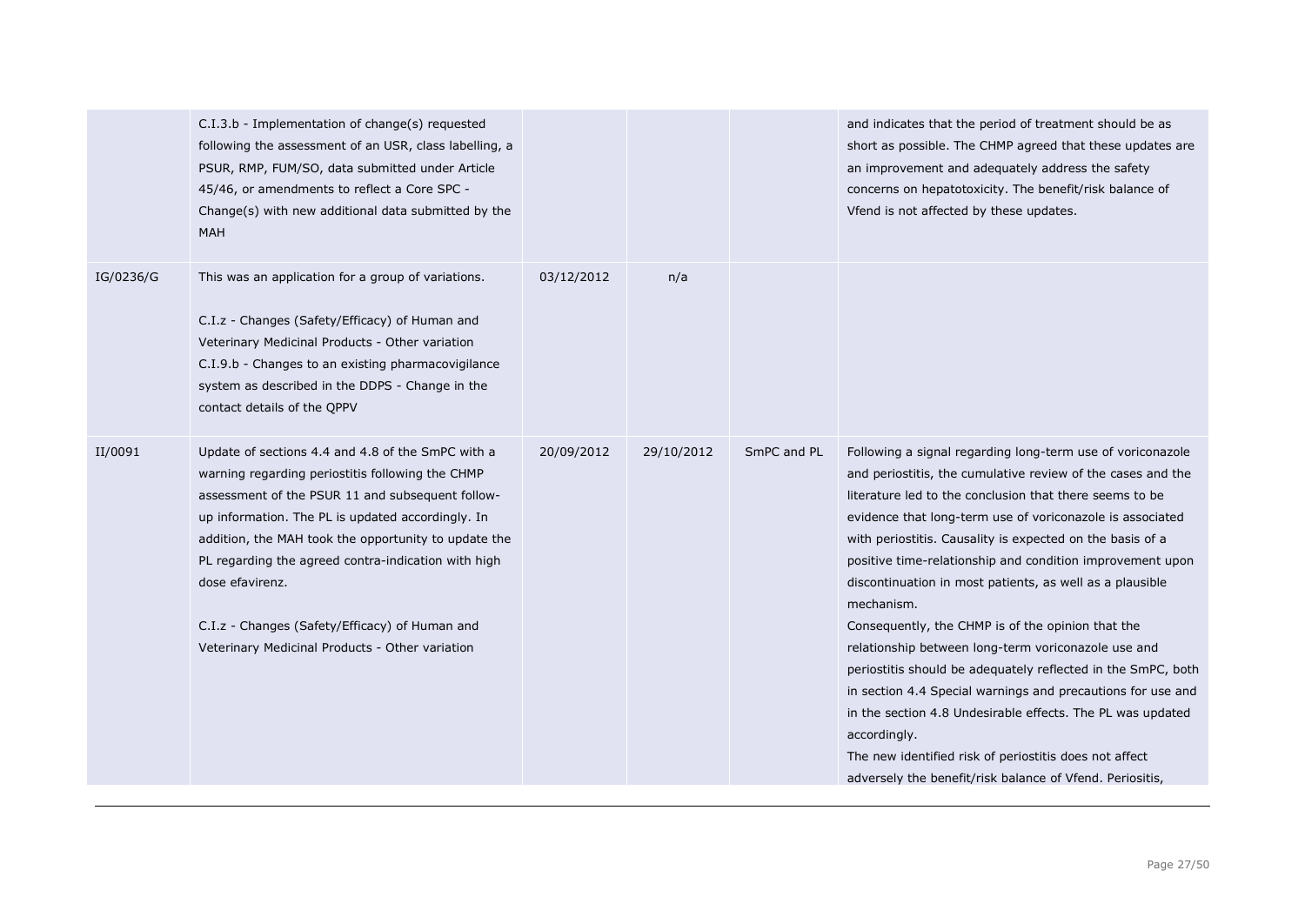| | | | | | |
|---|---|---|---|---|---|
| | C.I.3.b - Implementation of change(s) requested following the assessment of an USR, class labelling, a PSUR, RMP, FUM/SO, data submitted under Article 45/46, or amendments to reflect a Core SPC - Change(s) with new additional data submitted by the MAH | | | | and indicates that the period of treatment should be as short as possible. The CHMP agreed that these updates are an improvement and adequately address the safety concerns on hepatotoxicity. The benefit/risk balance of Vfend is not affected by these updates. |
| IG/0236/G | This was an application for a group of variations.<br><br>C.I.z - Changes (Safety/Efficacy) of Human and Veterinary Medicinal Products - Other variation<br>C.I.9.b - Changes to an existing pharmacovigilance system as described in the DDPS - Change in the contact details of the QPPV | 03/12/2012 | n/a | | |
| II/0091 | Update of sections 4.4 and 4.8 of the SmPC with a warning regarding periostitis following the CHMP assessment of the PSUR 11 and subsequent follow-up information. The PL is updated accordingly. In addition, the MAH took the opportunity to update the PL regarding the agreed contra-indication with high dose efavirenz.<br><br>C.I.z - Changes (Safety/Efficacy) of Human and Veterinary Medicinal Products - Other variation | 20/09/2012 | 29/10/2012 | SmPC and PL | Following a signal regarding long-term use of voriconazole and periostitis, the cumulative review of the cases and the literature led to the conclusion that there seems to be evidence that long-term use of voriconazole is associated with periostitis. Causality is expected on the basis of a positive time-relationship and condition improvement upon discontinuation in most patients, as well as a plausible mechanism.<br>Consequently, the CHMP is of the opinion that the relationship between long-term voriconazole use and periostitis should be adequately reflected in the SmPC, both in section 4.4 Special warnings and precautions for use and in the section 4.8 Undesirable effects. The PL was updated accordingly.<br>The new identified risk of periostitis does not affect adversely the benefit/risk balance of Vfend. Periositis, |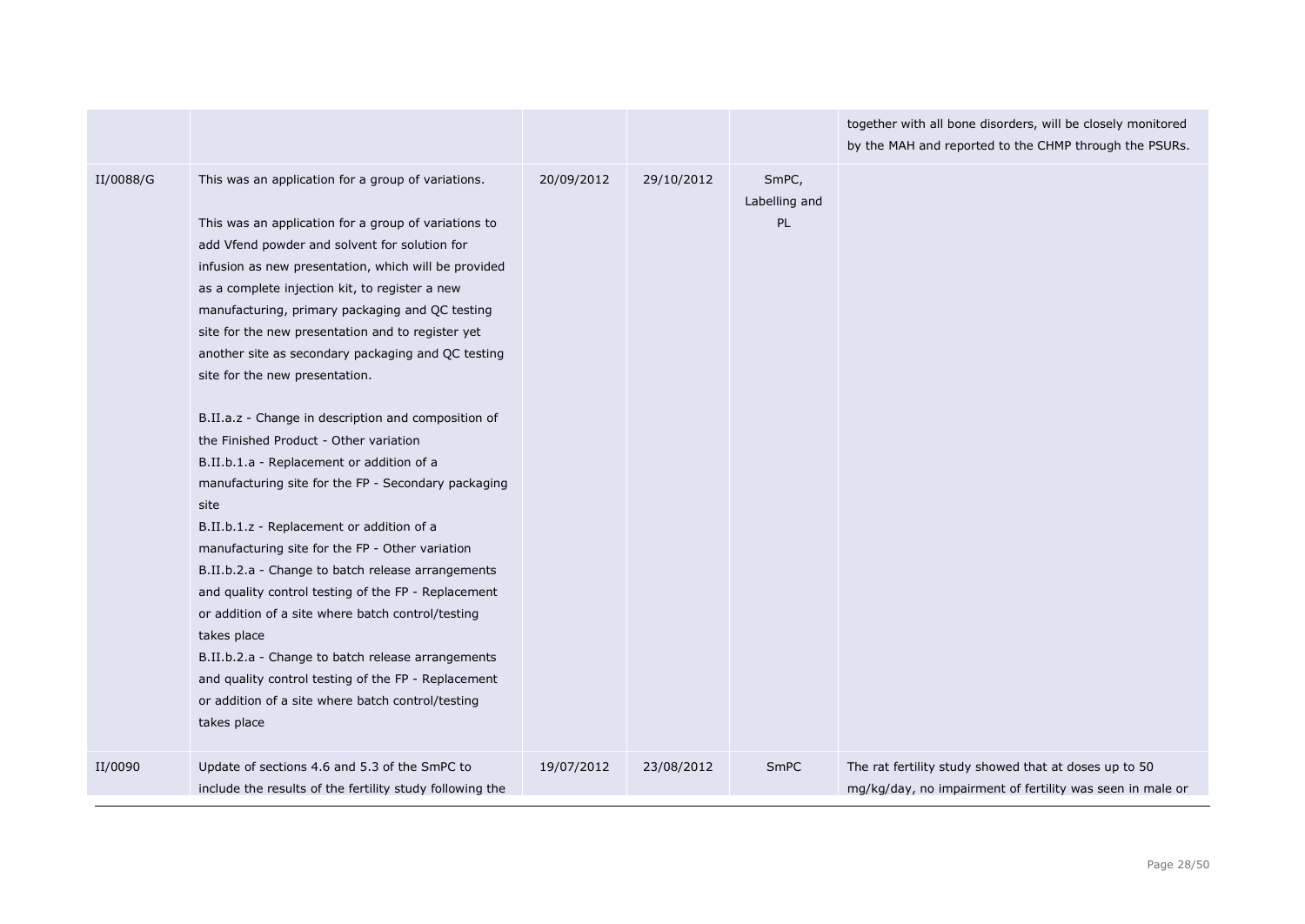| | | | | | |
|---|---|---|---|---|---|
| | | | | | together with all bone disorders, will be closely monitored by the MAH and reported to the CHMP through the PSURs. |
| II/0088/G | This was an application for a group of variations.<br><br>This was an application for a group of variations to add Vfend powder and solvent for solution for infusion as new presentation, which will be provided as a complete injection kit, to register a new manufacturing, primary packaging and QC testing site for the new presentation and to register yet another site as secondary packaging and QC testing site for the new presentation.<br><br>B.II.a.z - Change in description and composition of the Finished Product - Other variation<br>B.II.b.1.a - Replacement or addition of a manufacturing site for the FP - Secondary packaging site<br>B.II.b.1.z - Replacement or addition of a manufacturing site for the FP - Other variation<br>B.II.b.2.a - Change to batch release arrangements and quality control testing of the FP - Replacement or addition of a site where batch control/testing takes place<br>B.II.b.2.a - Change to batch release arrangements and quality control testing of the FP - Replacement or addition of a site where batch control/testing takes place | 20/09/2012 | 29/10/2012 | SmPC, Labelling and PL | |
| II/0090 | Update of sections 4.6 and 5.3 of the SmPC to include the results of the fertility study following the | 19/07/2012 | 23/08/2012 | SmPC | The rat fertility study showed that at doses up to 50 mg/kg/day, no impairment of fertility was seen in male or |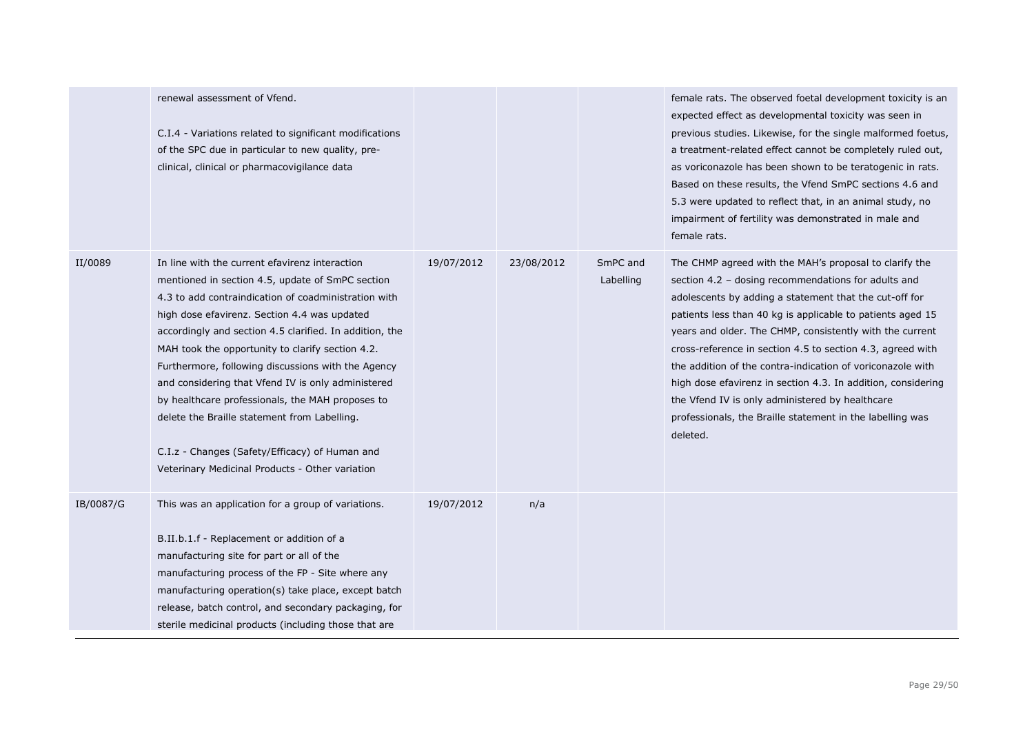| | | | | | |
|---|---|---|---|---|---|
| | renewal assessment of Vfend.<br><br>C.I.4 - Variations related to significant modifications of the SPC due in particular to new quality, pre-clinical, clinical or pharmacovigilance data | | | | female rats. The observed foetal development toxicity is an expected effect as developmental toxicity was seen in previous studies. Likewise, for the single malformed foetus, a treatment-related effect cannot be completely ruled out, as voriconazole has been shown to be teratogenic in rats. Based on these results, the Vfend SmPC sections 4.6 and 5.3 were updated to reflect that, in an animal study, no impairment of fertility was demonstrated in male and female rats. |
| II/0089 | In line with the current efavirenz interaction mentioned in section 4.5, update of SmPC section 4.3 to add contraindication of coadministration with high dose efavirenz. Section 4.4 was updated accordingly and section 4.5 clarified. In addition, the MAH took the opportunity to clarify section 4.2. Furthermore, following discussions with the Agency and considering that Vfend IV is only administered by healthcare professionals, the MAH proposes to delete the Braille statement from Labelling.<br><br>C.I.z - Changes (Safety/Efficacy) of Human and Veterinary Medicinal Products - Other variation | 19/07/2012 | 23/08/2012 | SmPC and Labelling | The CHMP agreed with the MAH's proposal to clarify the section 4.2 – dosing recommendations for adults and adolescents by adding a statement that the cut-off for patients less than 40 kg is applicable to patients aged 15 years and older. The CHMP, consistently with the current cross-reference in section 4.5 to section 4.3, agreed with the addition of the contra-indication of voriconazole with high dose efavirenz in section 4.3. In addition, considering the Vfend IV is only administered by healthcare professionals, the Braille statement in the labelling was deleted. |
| IB/0087/G | This was an application for a group of variations.<br><br>B.II.b.1.f - Replacement or addition of a manufacturing site for part or all of the manufacturing process of the FP - Site where any manufacturing operation(s) take place, except batch release, batch control, and secondary packaging, for sterile medicinal products (including those that are | 19/07/2012 | n/a | | |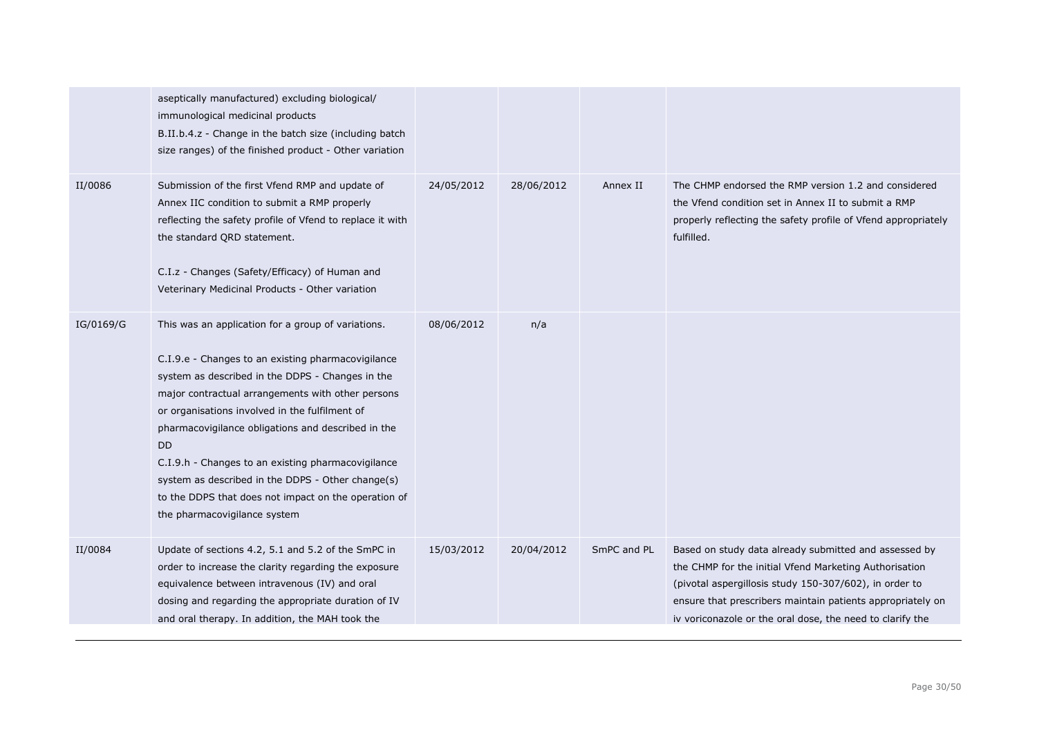| | | | | | |
|---|---|---|---|---|---|
| | aseptically manufactured) excluding biological/ immunological medicinal products<br>B.II.b.4.z - Change in the batch size (including batch size ranges) of the finished product - Other variation | | | | |
| II/0086 | Submission of the first Vfend RMP and update of Annex IIC condition to submit a RMP properly reflecting the safety profile of Vfend to replace it with the standard QRD statement.<br><br>C.I.z - Changes (Safety/Efficacy) of Human and Veterinary Medicinal Products - Other variation | 24/05/2012 | 28/06/2012 | Annex II | The CHMP endorsed the RMP version 1.2 and considered the Vfend condition set in Annex II to submit a RMP properly reflecting the safety profile of Vfend appropriately fulfilled. |
| IG/0169/G | This was an application for a group of variations.<br><br>C.I.9.e - Changes to an existing pharmacovigilance system as described in the DDPS - Changes in the major contractual arrangements with other persons or organisations involved in the fulfilment of pharmacovigilance obligations and described in the DD<br>C.I.9.h - Changes to an existing pharmacovigilance system as described in the DDPS - Other change(s) to the DDPS that does not impact on the operation of the pharmacovigilance system | 08/06/2012 | n/a | | |
| II/0084 | Update of sections 4.2, 5.1 and 5.2 of the SmPC in order to increase the clarity regarding the exposure equivalence between intravenous (IV) and oral dosing and regarding the appropriate duration of IV and oral therapy. In addition, the MAH took the | 15/03/2012 | 20/04/2012 | SmPC and PL | Based on study data already submitted and assessed by the CHMP for the initial Vfend Marketing Authorisation (pivotal aspergillosis study 150-307/602), in order to ensure that prescribers maintain patients appropriately on iv voriconazole or the oral dose, the need to clarify the |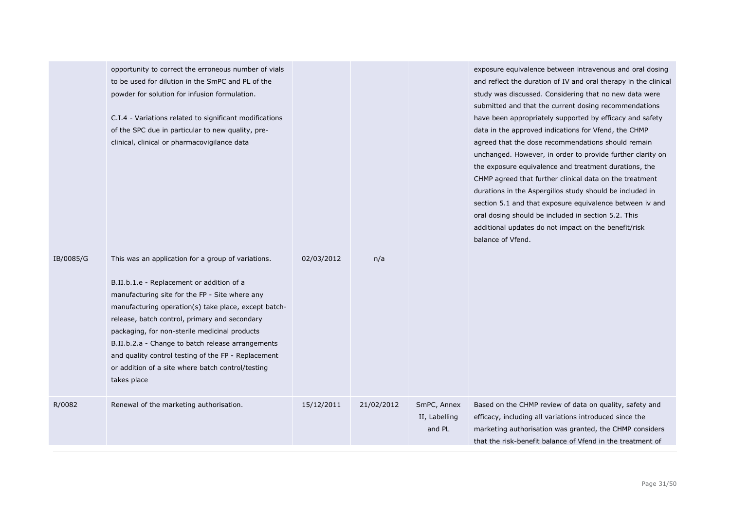| | | | | | |
|---|---|---|---|---|---|
| | opportunity to correct the erroneous number of vials to be used for dilution in the SmPC and PL of the powder for solution for infusion formulation.<br><br>C.I.4 - Variations related to significant modifications of the SPC due in particular to new quality, pre-clinical, clinical or pharmacovigilance data | | | | exposure equivalence between intravenous and oral dosing and reflect the duration of IV and oral therapy in the clinical study was discussed. Considering that no new data were submitted and that the current dosing recommendations have been appropriately supported by efficacy and safety data in the approved indications for Vfend, the CHMP agreed that the dose recommendations should remain unchanged. However, in order to provide further clarity on the exposure equivalence and treatment durations, the CHMP agreed that further clinical data on the treatment durations in the Aspergillos study should be included in section 5.1 and that exposure equivalence between iv and oral dosing should be included in section 5.2. This additional updates do not impact on the benefit/risk balance of Vfend. |
| IB/0085/G | This was an application for a group of variations.<br><br>B.II.b.1.e - Replacement or addition of a manufacturing site for the FP - Site where any manufacturing operation(s) take place, except batch-release, batch control, primary and secondary packaging, for non-sterile medicinal products<br>B.II.b.2.a - Change to batch release arrangements and quality control testing of the FP - Replacement or addition of a site where batch control/testing takes place | 02/03/2012 | n/a | | |
| R/0082 | Renewal of the marketing authorisation. | 15/12/2011 | 21/02/2012 | SmPC, Annex II, Labelling and PL | Based on the CHMP review of data on quality, safety and efficacy, including all variations introduced since the marketing authorisation was granted, the CHMP considers that the risk-benefit balance of Vfend in the treatment of |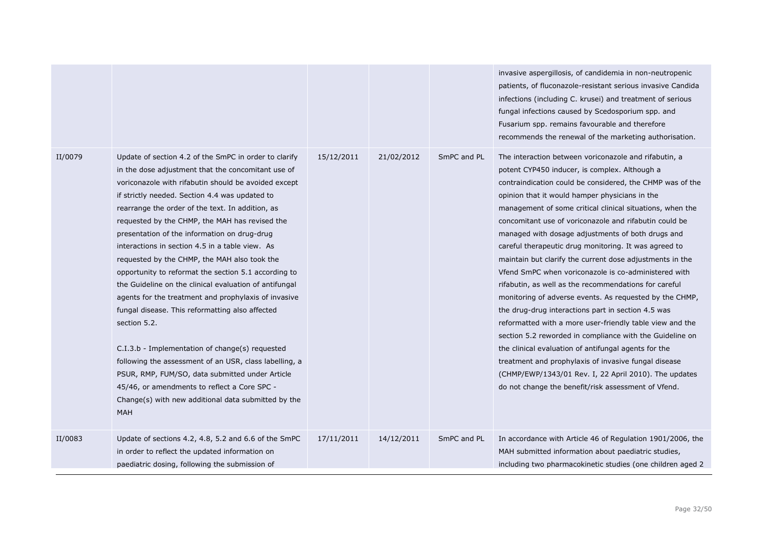| | | | | | |
|---|---|---|---|---|---|
| | | | | | invasive aspergillosis, of candidemia in non-neutropenic patients, of fluconazole-resistant serious invasive Candida infections (including C. krusei) and treatment of serious fungal infections caused by Scedosporium spp. and Fusarium spp. remains favourable and therefore recommends the renewal of the marketing authorisation. |
| II/0079 | Update of section 4.2 of the SmPC in order to clarify in the dose adjustment that the concomitant use of voriconazole with rifabutin should be avoided except if strictly needed. Section 4.4 was updated to rearrange the order of the text. In addition, as requested by the CHMP, the MAH has revised the presentation of the information on drug-drug interactions in section 4.5 in a table view. As requested by the CHMP, the MAH also took the opportunity to reformat the section 5.1 according to the Guideline on the clinical evaluation of antifungal agents for the treatment and prophylaxis of invasive fungal disease. This reformatting also affected section 5.2.<br><br>C.I.3.b - Implementation of change(s) requested following the assessment of an USR, class labelling, a PSUR, RMP, FUM/SO, data submitted under Article 45/46, or amendments to reflect a Core SPC - Change(s) with new additional data submitted by the MAH | 15/12/2011 | 21/02/2012 | SmPC and PL | The interaction between voriconazole and rifabutin, a potent CYP450 inducer, is complex. Although a contraindication could be considered, the CHMP was of the opinion that it would hamper physicians in the management of some critical clinical situations, when the concomitant use of voriconazole and rifabutin could be managed with dosage adjustments of both drugs and careful therapeutic drug monitoring. It was agreed to maintain but clarify the current dose adjustments in the Vfend SmPC when voriconazole is co-administered with rifabutin, as well as the recommendations for careful monitoring of adverse events. As requested by the CHMP, the drug-drug interactions part in section 4.5 was reformatted with a more user-friendly table view and the section 5.2 reworded in compliance with the Guideline on the clinical evaluation of antifungal agents for the treatment and prophylaxis of invasive fungal disease (CHMP/EWP/1343/01 Rev. I, 22 April 2010). The updates do not change the benefit/risk assessment of Vfend. |
| II/0083 | Update of sections 4.2, 4.8, 5.2 and 6.6 of the SmPC in order to reflect the updated information on paediatric dosing, following the submission of | 17/11/2011 | 14/12/2011 | SmPC and PL | In accordance with Article 46 of Regulation 1901/2006, the MAH submitted information about paediatric studies, including two pharmacokinetic studies (one children aged 2 |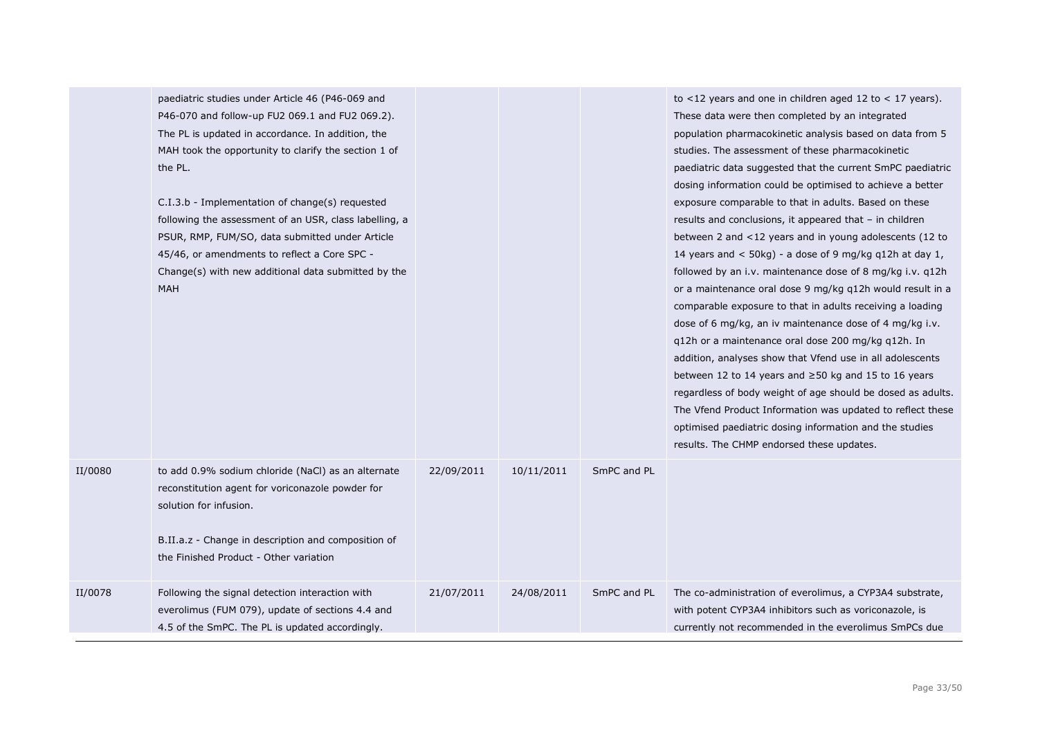| | | | | | |
|---|---|---|---|---|---|
| | paediatric studies under Article 46 (P46-069 and P46-070 and follow-up FU2 069.1 and FU2 069.2). The PL is updated in accordance. In addition, the MAH took the opportunity to clarify the section 1 of the PL.<br><br>C.I.3.b - Implementation of change(s) requested following the assessment of an USR, class labelling, a PSUR, RMP, FUM/SO, data submitted under Article 45/46, or amendments to reflect a Core SPC - Change(s) with new additional data submitted by the MAH | | | | to <12 years and one in children aged 12 to < 17 years). These data were then completed by an integrated population pharmacokinetic analysis based on data from 5 studies. The assessment of these pharmacokinetic paediatric data suggested that the current SmPC paediatric dosing information could be optimised to achieve a better exposure comparable to that in adults. Based on these results and conclusions, it appeared that – in children between 2 and <12 years and in young adolescents (12 to 14 years and < 50kg) - a dose of 9 mg/kg q12h at day 1, followed by an i.v. maintenance dose of 8 mg/kg i.v. q12h or a maintenance oral dose 9 mg/kg q12h would result in a comparable exposure to that in adults receiving a loading dose of 6 mg/kg, an iv maintenance dose of 4 mg/kg i.v. q12h or a maintenance oral dose 200 mg/kg q12h. In addition, analyses show that Vfend use in all adolescents between 12 to 14 years and ≥50 kg and 15 to 16 years regardless of body weight of age should be dosed as adults. The Vfend Product Information was updated to reflect these optimised paediatric dosing information and the studies results. The CHMP endorsed these updates. |
| II/0080 | to add 0.9% sodium chloride (NaCl) as an alternate reconstitution agent for voriconazole powder for solution for infusion.<br><br>B.II.a.z - Change in description and composition of the Finished Product - Other variation | 22/09/2011 | 10/11/2011 | SmPC and PL | |
| II/0078 | Following the signal detection interaction with everolimus (FUM 079), update of sections 4.4 and 4.5 of the SmPC. The PL is updated accordingly. | 21/07/2011 | 24/08/2011 | SmPC and PL | The co-administration of everolimus, a CYP3A4 substrate, with potent CYP3A4 inhibitors such as voriconazole, is currently not recommended in the everolimus SmPCs due |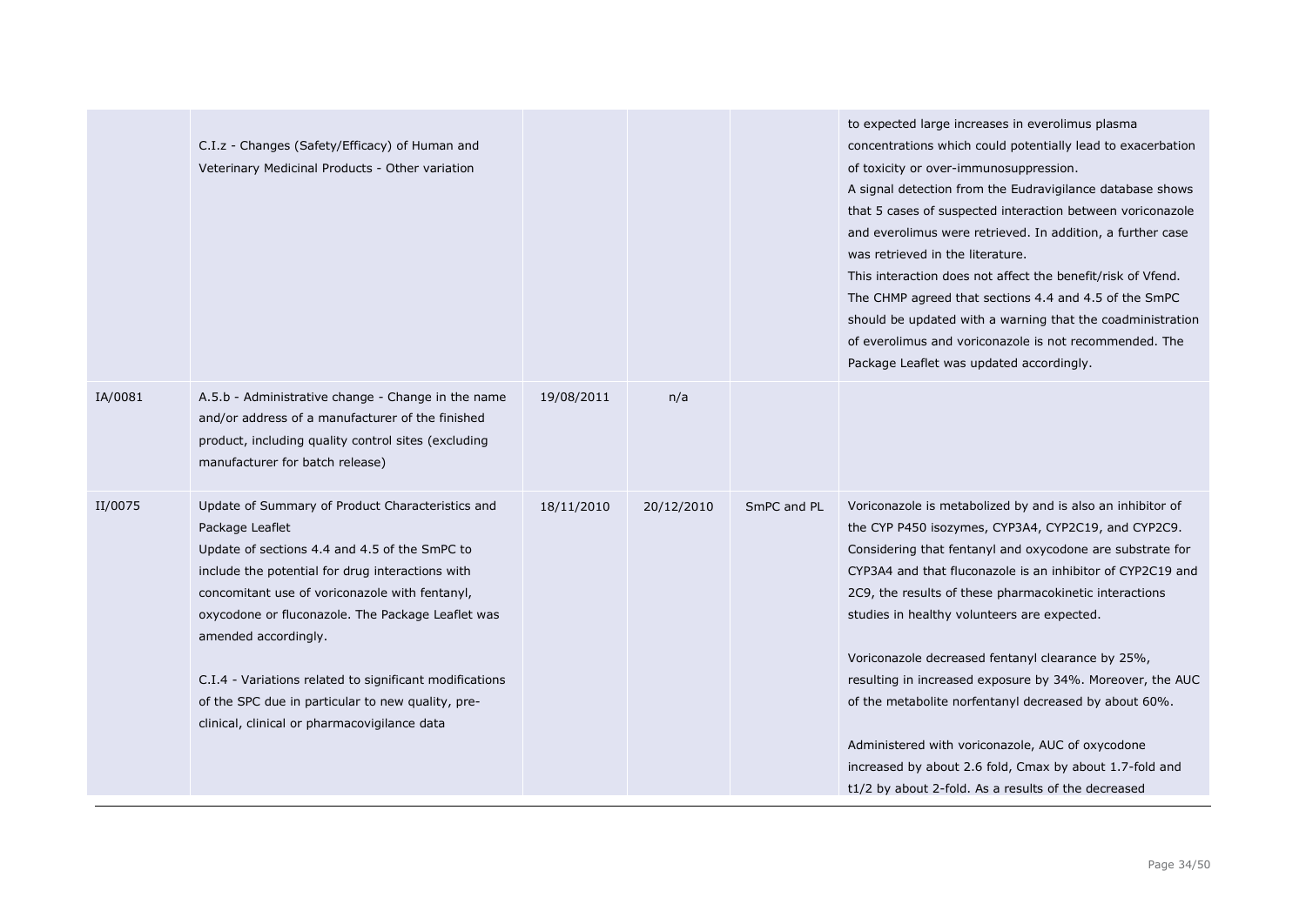| | | | | | |
|---|---|---|---|---|---|
| | C.I.z - Changes (Safety/Efficacy) of Human and Veterinary Medicinal Products - Other variation | | | | to expected large increases in everolimus plasma concentrations which could potentially lead to exacerbation of toxicity or over-immunosuppression.<br>A signal detection from the Eudravigilance database shows that 5 cases of suspected interaction between voriconazole and everolimus were retrieved. In addition, a further case was retrieved in the literature.<br>This interaction does not affect the benefit/risk of Vfend. The CHMP agreed that sections 4.4 and 4.5 of the SmPC should be updated with a warning that the coadministration of everolimus and voriconazole is not recommended. The Package Leaflet was updated accordingly. |
| IA/0081 | A.5.b - Administrative change - Change in the name and/or address of a manufacturer of the finished product, including quality control sites (excluding manufacturer for batch release) | 19/08/2011 | n/a | | |
| II/0075 | Update of Summary of Product Characteristics and Package Leaflet<br>Update of sections 4.4 and 4.5 of the SmPC to include the potential for drug interactions with concomitant use of voriconazole with fentanyl, oxycodone or fluconazole. The Package Leaflet was amended accordingly.<br><br>C.I.4 - Variations related to significant modifications of the SPC due in particular to new quality, pre-clinical, clinical or pharmacovigilance data | 18/11/2010 | 20/12/2010 | SmPC and PL | Voriconazole is metabolized by and is also an inhibitor of the CYP P450 isozymes, CYP3A4, CYP2C19, and CYP2C9. Considering that fentanyl and oxycodone are substrate for CYP3A4 and that fluconazole is an inhibitor of CYP2C19 and 2C9, the results of these pharmacokinetic interactions studies in healthy volunteers are expected.<br><br>Voriconazole decreased fentanyl clearance by 25%, resulting in increased exposure by 34%. Moreover, the AUC of the metabolite norfentanyl decreased by about 60%.<br><br>Administered with voriconazole, AUC of oxycodone increased by about 2.6 fold, Cmax by about 1.7-fold and t1/2 by about 2-fold. As a results of the decreased |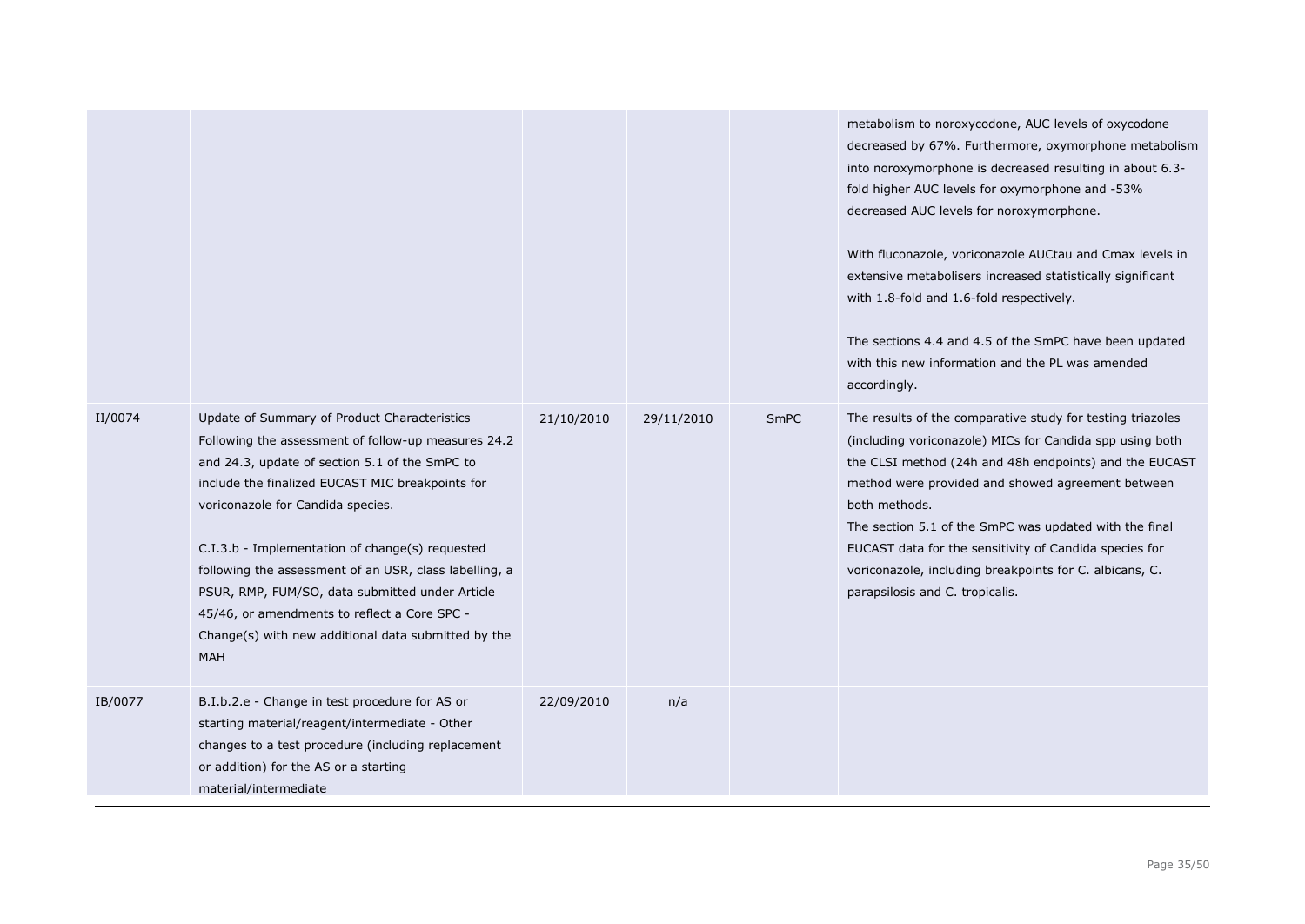| | | | | | |
|---|---|---|---|---|---|
| | | | | | metabolism to noroxycodone, AUC levels of oxycodone decreased by 67%. Furthermore, oxymorphone metabolism into noroxymorphone is decreased resulting in about 6.3-fold higher AUC levels for oxymorphone and -53% decreased AUC levels for noroxymorphone.<br><br>With fluconazole, voriconazole AUCtau and Cmax levels in extensive metabolisers increased statistically significant with 1.8-fold and 1.6-fold respectively.<br><br>The sections 4.4 and 4.5 of the SmPC have been updated with this new information and the PL was amended accordingly. |
| II/0074 | Update of Summary of Product Characteristics Following the assessment of follow-up measures 24.2 and 24.3, update of section 5.1 of the SmPC to include the finalized EUCAST MIC breakpoints for voriconazole for Candida species.<br><br>C.I.3.b - Implementation of change(s) requested following the assessment of an USR, class labelling, a PSUR, RMP, FUM/SO, data submitted under Article 45/46, or amendments to reflect a Core SPC - Change(s) with new additional data submitted by the MAH | 21/10/2010 | 29/11/2010 | SmPC | The results of the comparative study for testing triazoles (including voriconazole) MICs for Candida spp using both the CLSI method (24h and 48h endpoints) and the EUCAST method were provided and showed agreement between both methods.<br>The section 5.1 of the SmPC was updated with the final EUCAST data for the sensitivity of Candida species for voriconazole, including breakpoints for C. albicans, C. parapsilosis and C. tropicalis. |
| IB/0077 | B.I.b.2.e - Change in test procedure for AS or starting material/reagent/intermediate - Other changes to a test procedure (including replacement or addition) for the AS or a starting material/intermediate | 22/09/2010 | n/a | | |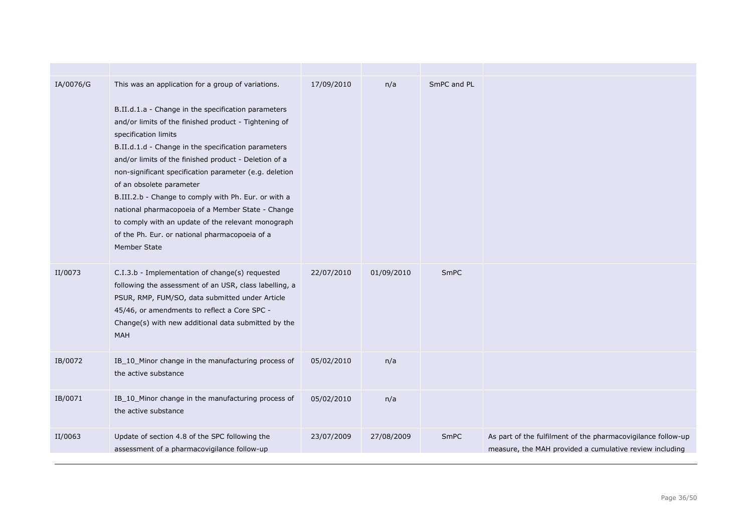| | | | | | |
|---|---|---|---|---|---|
| IA/0076/G | This was an application for a group of variations.<br><br>B.II.d.1.a - Change in the specification parameters and/or limits of the finished product - Tightening of specification limits<br>B.II.d.1.d - Change in the specification parameters and/or limits of the finished product - Deletion of a non-significant specification parameter (e.g. deletion of an obsolete parameter<br>B.III.2.b - Change to comply with Ph. Eur. or with a national pharmacopoeia of a Member State - Change to comply with an update of the relevant monograph of the Ph. Eur. or national pharmacopoeia of a Member State | 17/09/2010 | n/a | SmPC and PL | |
| II/0073 | C.I.3.b - Implementation of change(s) requested following the assessment of an USR, class labelling, a PSUR, RMP, FUM/SO, data submitted under Article 45/46, or amendments to reflect a Core SPC - Change(s) with new additional data submitted by the MAH | 22/07/2010 | 01/09/2010 | SmPC | |
| IB/0072 | IB_10_Minor change in the manufacturing process of the active substance | 05/02/2010 | n/a | | |
| IB/0071 | IB_10_Minor change in the manufacturing process of the active substance | 05/02/2010 | n/a | | |
| II/0063 | Update of section 4.8 of the SPC following the assessment of a pharmacovigilance follow-up | 23/07/2009 | 27/08/2009 | SmPC | As part of the fulfilment of the pharmacovigilance follow-up measure, the MAH provided a cumulative review including |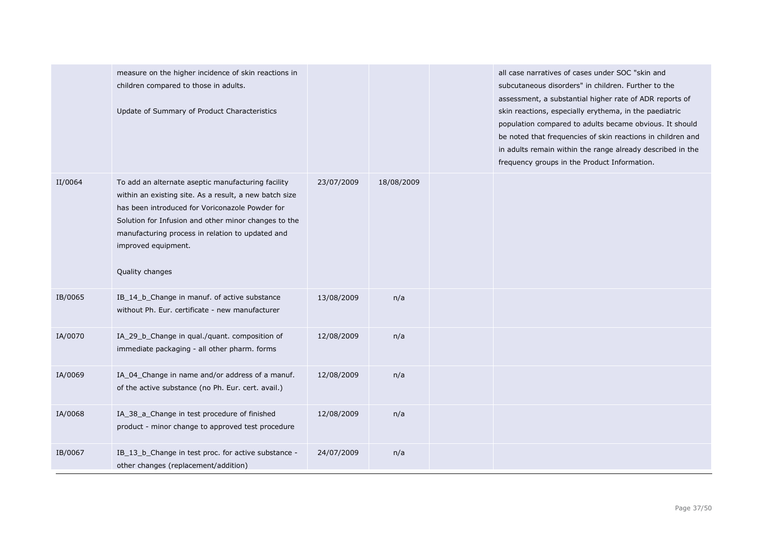| | | | | | |
|---|---|---|---|---|---|
| | measure on the higher incidence of skin reactions in children compared to those in adults.<br><br>Update of Summary of Product Characteristics | | | | all case narratives of cases under SOC "skin and subcutaneous disorders" in children. Further to the assessment, a substantial higher rate of ADR reports of skin reactions, especially erythema, in the paediatric population compared to adults became obvious. It should be noted that frequencies of skin reactions in children and in adults remain within the range already described in the frequency groups in the Product Information. |
| II/0064 | To add an alternate aseptic manufacturing facility within an existing site. As a result, a new batch size has been introduced for Voriconazole Powder for Solution for Infusion and other minor changes to the manufacturing process in relation to updated and improved equipment.<br><br>Quality changes | 23/07/2009 | 18/08/2009 | | |
| IB/0065 | IB_14_b_Change in manuf. of active substance without Ph. Eur. certificate - new manufacturer | 13/08/2009 | n/a | | |
| IA/0070 | IA_29_b_Change in qual./quant. composition of immediate packaging - all other pharm. forms | 12/08/2009 | n/a | | |
| IA/0069 | IA_04_Change in name and/or address of a manuf. of the active substance (no Ph. Eur. cert. avail.) | 12/08/2009 | n/a | | |
| IA/0068 | IA_38_a_Change in test procedure of finished product - minor change to approved test procedure | 12/08/2009 | n/a | | |
| IB/0067 | IB_13_b_Change in test proc. for active substance - other changes (replacement/addition) | 24/07/2009 | n/a | | |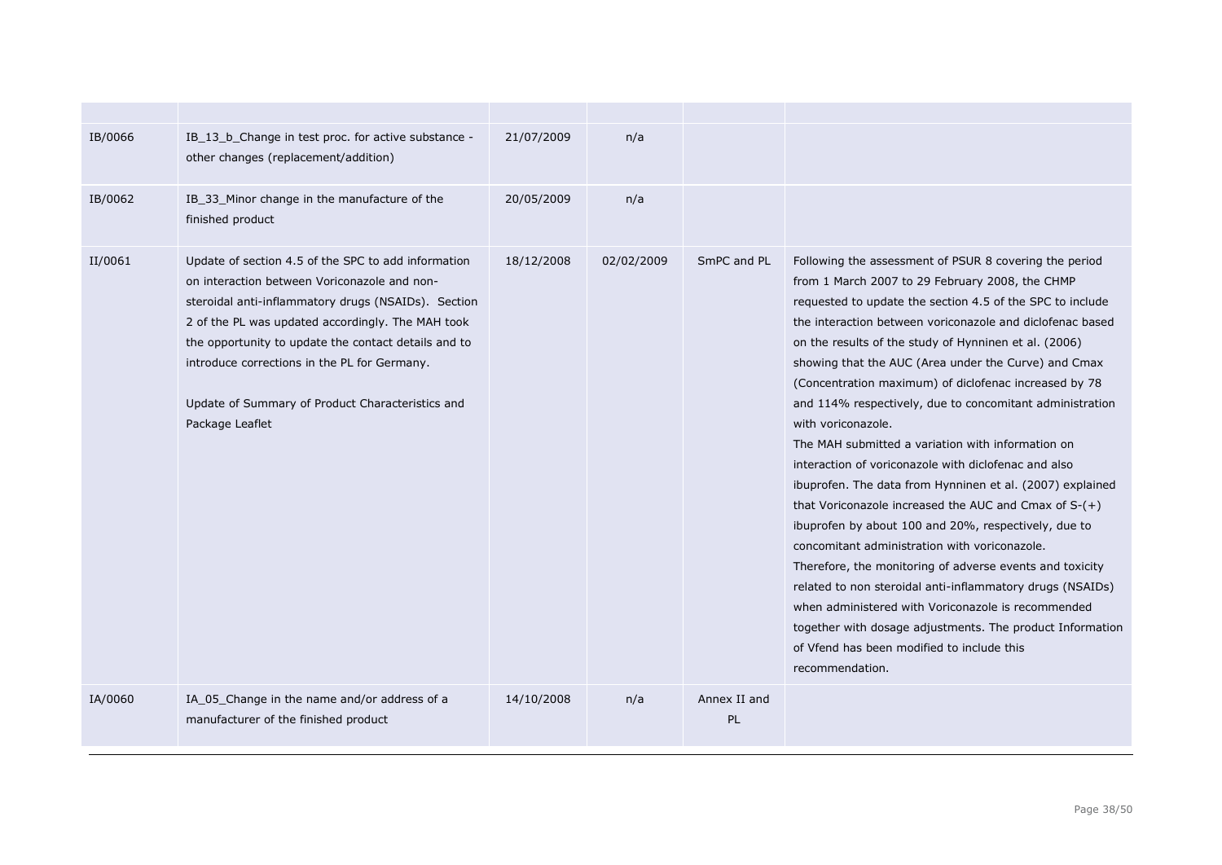| | | | | | |
|---|---|---|---|---|---|
| IB/0066 | IB_13_b_Change in test proc. for active substance - other changes (replacement/addition) | 21/07/2009 | n/a | | |
| IB/0062 | IB_33_Minor change in the manufacture of the finished product | 20/05/2009 | n/a | | |
| II/0061 | Update of section 4.5 of the SPC to add information on interaction between Voriconazole and non-steroidal anti-inflammatory drugs (NSAIDs). Section 2 of the PL was updated accordingly. The MAH took the opportunity to update the contact details and to introduce corrections in the PL for Germany.<br><br>Update of Summary of Product Characteristics and Package Leaflet | 18/12/2008 | 02/02/2009 | SmPC and PL | Following the assessment of PSUR 8 covering the period from 1 March 2007 to 29 February 2008, the CHMP requested to update the section 4.5 of the SPC to include the interaction between voriconazole and diclofenac based on the results of the study of Hynninen et al. (2006) showing that the AUC (Area under the Curve) and Cmax (Concentration maximum) of diclofenac increased by 78 and 114% respectively, due to concomitant administration with voriconazole.<br>The MAH submitted a variation with information on interaction of voriconazole with diclofenac and also ibuprofen. The data from Hynninen et al. (2007) explained that Voriconazole increased the AUC and Cmax of S-(+) ibuprofen by about 100 and 20%, respectively, due to concomitant administration with voriconazole.<br>Therefore, the monitoring of adverse events and toxicity related to non steroidal anti-inflammatory drugs (NSAIDs) when administered with Voriconazole is recommended together with dosage adjustments. The product Information of Vfend has been modified to include this recommendation. |
| IA/0060 | IA_05_Change in the name and/or address of a manufacturer of the finished product | 14/10/2008 | n/a | Annex II and PL | |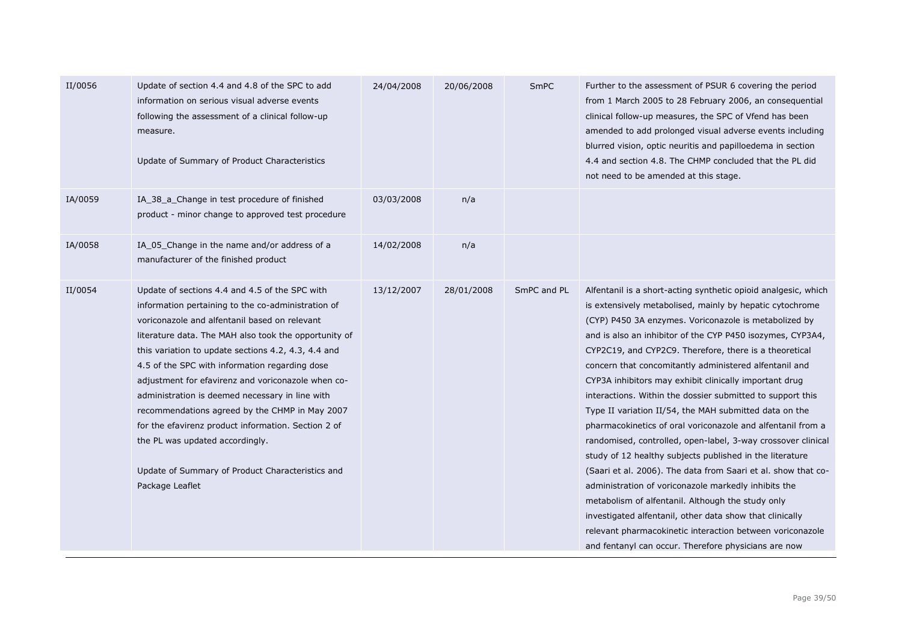| | | | | | |
|---|---|---|---|---|---|
| II/0056 | Update of section 4.4 and 4.8 of the SPC to add information on serious visual adverse events following the assessment of a clinical follow-up measure.<br><br>Update of Summary of Product Characteristics | 24/04/2008 | 20/06/2008 | SmPC | Further to the assessment of PSUR 6 covering the period from 1 March 2005 to 28 February 2006, an consequential clinical follow-up measures, the SPC of Vfend has been amended to add prolonged visual adverse events including blurred vision, optic neuritis and papilloedema in section 4.4 and section 4.8. The CHMP concluded that the PL did not need to be amended at this stage. |
| IA/0059 | IA_38_a_Change in test procedure of finished product - minor change to approved test procedure | 03/03/2008 | n/a | | |
| IA/0058 | IA_05_Change in the name and/or address of a manufacturer of the finished product | 14/02/2008 | n/a | | |
| II/0054 | Update of sections 4.4 and 4.5 of the SPC with information pertaining to the co-administration of voriconazole and alfentanil based on relevant literature data. The MAH also took the opportunity of this variation to update sections 4.2, 4.3, 4.4 and 4.5 of the SPC with information regarding dose adjustment for efavirenz and voriconazole when co-administration is deemed necessary in line with recommendations agreed by the CHMP in May 2007 for the efavirenz product information. Section 2 of the PL was updated accordingly.<br><br>Update of Summary of Product Characteristics and Package Leaflet | 13/12/2007 | 28/01/2008 | SmPC and PL | Alfentanil is a short-acting synthetic opioid analgesic, which is extensively metabolised, mainly by hepatic cytochrome (CYP) P450 3A enzymes. Voriconazole is metabolized by and is also an inhibitor of the CYP P450 isozymes, CYP3A4, CYP2C19, and CYP2C9. Therefore, there is a theoretical concern that concomitantly administered alfentanil and CYP3A inhibitors may exhibit clinically important drug interactions. Within the dossier submitted to support this Type II variation II/54, the MAH submitted data on the pharmacokinetics of oral voriconazole and alfentanil from a randomised, controlled, open-label, 3-way crossover clinical study of 12 healthy subjects published in the literature (Saari et al. 2006). The data from Saari et al. show that co-administration of voriconazole markedly inhibits the metabolism of alfentanil. Although the study only investigated alfentanil, other data show that clinically relevant pharmacokinetic interaction between voriconazole and fentanyl can occur. Therefore physicians are now |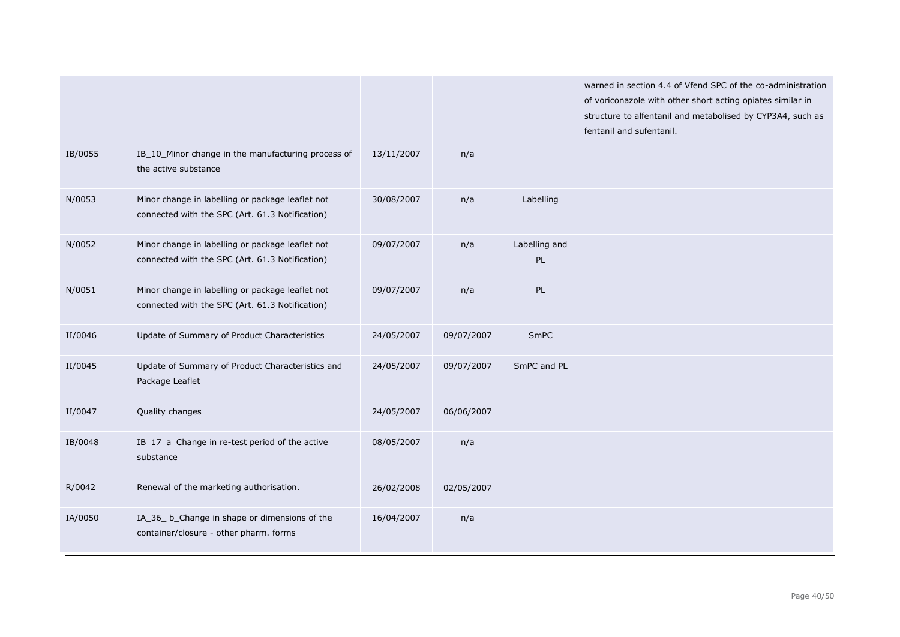| | | | | | |
|---|---|---|---|---|---|
| | | | | | warned in section 4.4 of Vfend SPC of the co-administration of voriconazole with other short acting opiates similar in structure to alfentanil and metabolised by CYP3A4, such as fentanil and sufentanil. |
| IB/0055 | IB_10_Minor change in the manufacturing process of the active substance | 13/11/2007 | n/a | | |
| N/0053 | Minor change in labelling or package leaflet not connected with the SPC (Art. 61.3 Notification) | 30/08/2007 | n/a | Labelling | |
| N/0052 | Minor change in labelling or package leaflet not connected with the SPC (Art. 61.3 Notification) | 09/07/2007 | n/a | Labelling and PL | |
| N/0051 | Minor change in labelling or package leaflet not connected with the SPC (Art. 61.3 Notification) | 09/07/2007 | n/a | PL | |
| II/0046 | Update of Summary of Product Characteristics | 24/05/2007 | 09/07/2007 | SmPC | |
| II/0045 | Update of Summary of Product Characteristics and Package Leaflet | 24/05/2007 | 09/07/2007 | SmPC and PL | |
| II/0047 | Quality changes | 24/05/2007 | 06/06/2007 | | |
| IB/0048 | IB_17_a_Change in re-test period of the active substance | 08/05/2007 | n/a | | |
| R/0042 | Renewal of the marketing authorisation. | 26/02/2008 | 02/05/2007 | | |
| IA/0050 | IA_36_ b_Change in shape or dimensions of the container/closure - other pharm. forms | 16/04/2007 | n/a | | |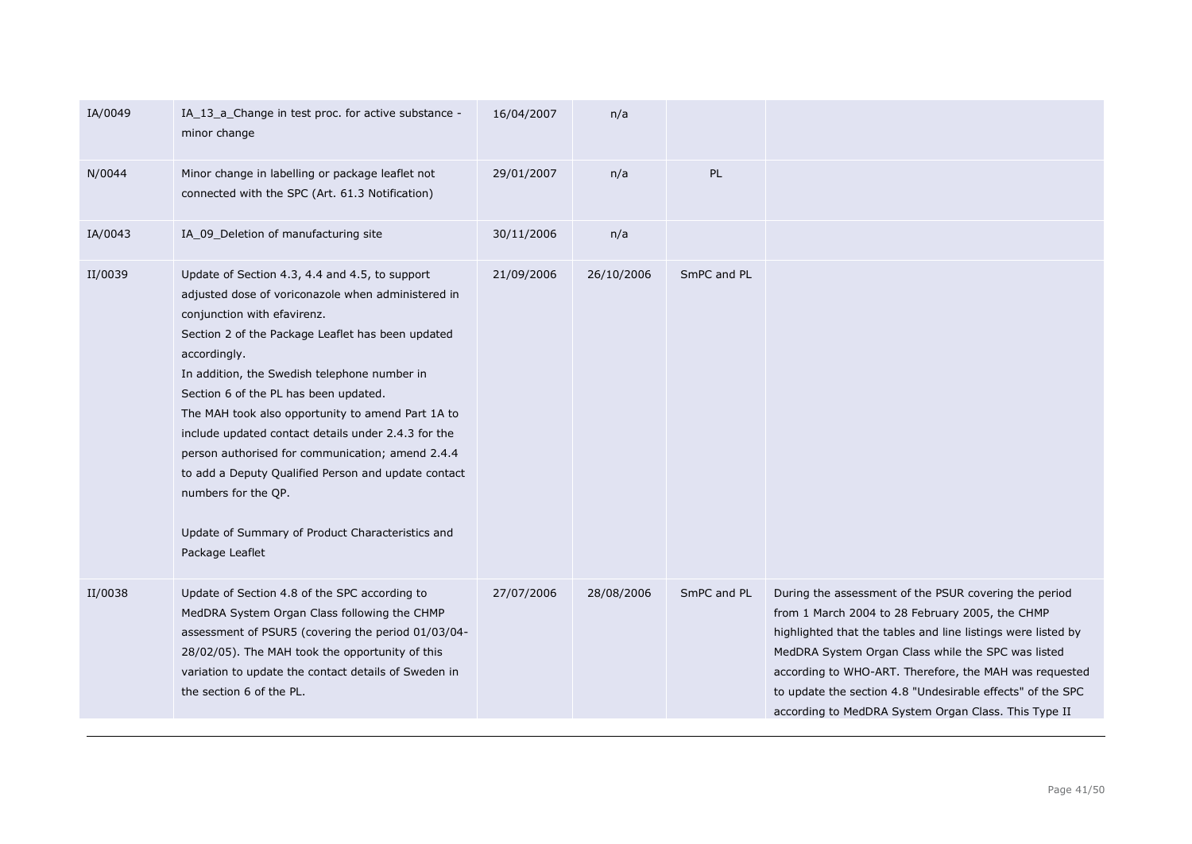| | | | | | |
|---|---|---|---|---|---|
| IA/0049 | IA_13_a_Change in test proc. for active substance - minor change | 16/04/2007 | n/a | | |
| N/0044 | Minor change in labelling or package leaflet not connected with the SPC (Art. 61.3 Notification) | 29/01/2007 | n/a | PL | |
| IA/0043 | IA_09_Deletion of manufacturing site | 30/11/2006 | n/a | | |
| II/0039 | Update of Section 4.3, 4.4 and 4.5, to support adjusted dose of voriconazole when administered in conjunction with efavirenz.<br>Section 2 of the Package Leaflet has been updated accordingly.<br>In addition, the Swedish telephone number in Section 6 of the PL has been updated.<br>The MAH took also opportunity to amend Part 1A to include updated contact details under 2.4.3 for the person authorised for communication; amend 2.4.4 to add a Deputy Qualified Person and update contact numbers for the QP.<br><br>Update of Summary of Product Characteristics and Package Leaflet | 21/09/2006 | 26/10/2006 | SmPC and PL | |
| II/0038 | Update of Section 4.8 of the SPC according to MedDRA System Organ Class following the CHMP assessment of PSUR5 (covering the period 01/03/04-28/02/05). The MAH took the opportunity of this variation to update the contact details of Sweden in the section 6 of the PL. | 27/07/2006 | 28/08/2006 | SmPC and PL | During the assessment of the PSUR covering the period from 1 March 2004 to 28 February 2005, the CHMP highlighted that the tables and line listings were listed by MedDRA System Organ Class while the SPC was listed according to WHO-ART. Therefore, the MAH was requested to update the section 4.8 "Undesirable effects" of the SPC according to MedDRA System Organ Class. This Type II |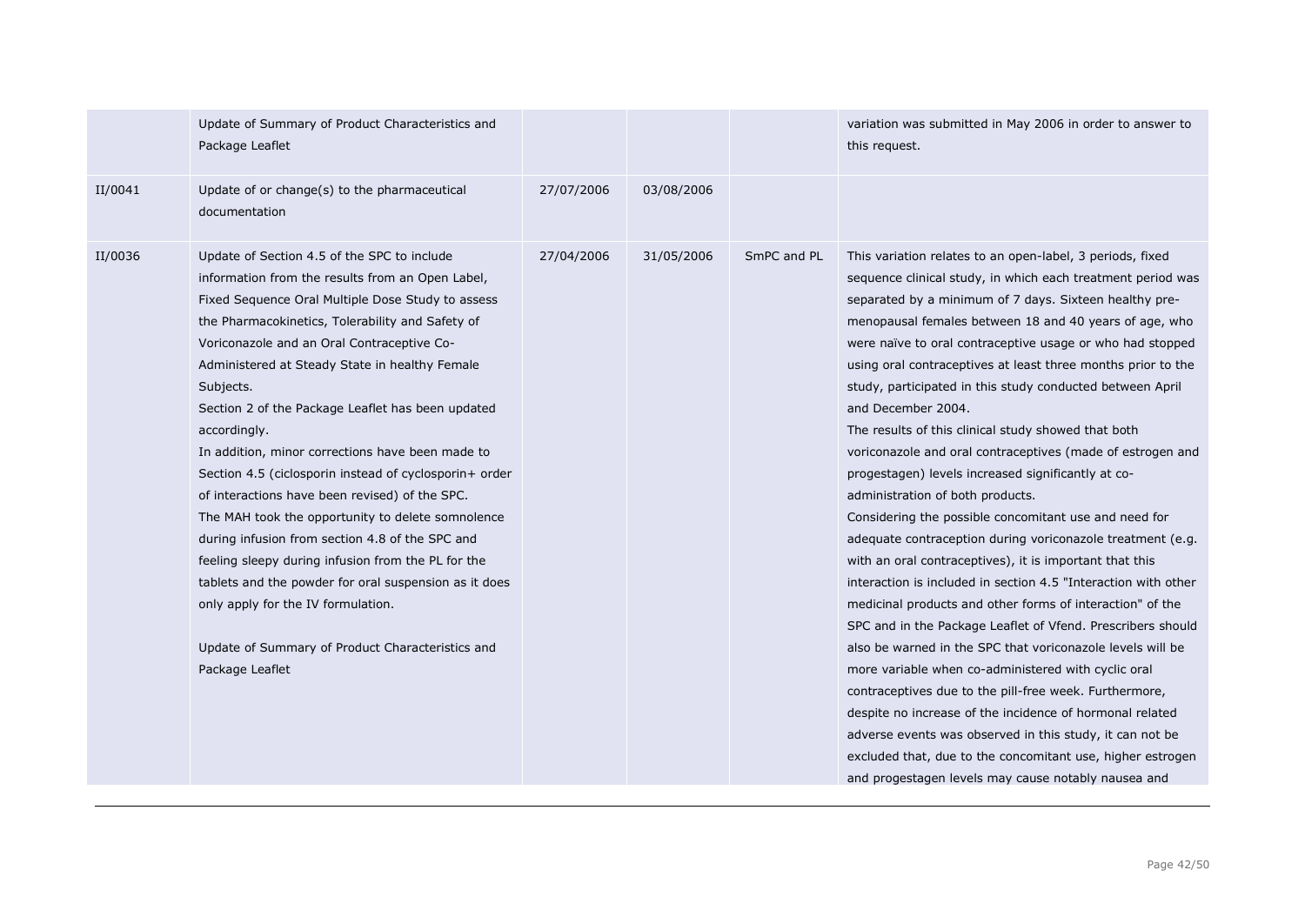| | | | | | |
|---|---|---|---|---|---|
| | Update of Summary of Product Characteristics and Package Leaflet | | | | variation was submitted in May 2006 in order to answer to this request. |
| II/0041 | Update of or change(s) to the pharmaceutical documentation | 27/07/2006 | 03/08/2006 | | |
| II/0036 | Update of Section 4.5 of the SPC to include information from the results from an Open Label, Fixed Sequence Oral Multiple Dose Study to assess the Pharmacokinetics, Tolerability and Safety of Voriconazole and an Oral Contraceptive Co-Administered at Steady State in healthy Female Subjects.<br>Section 2 of the Package Leaflet has been updated accordingly.<br>In addition, minor corrections have been made to Section 4.5 (ciclosporin instead of cyclosporin+ order of interactions have been revised) of the SPC.<br>The MAH took the opportunity to delete somnolence during infusion from section 4.8 of the SPC and feeling sleepy during infusion from the PL for the tablets and the powder for oral suspension as it does only apply for the IV formulation.<br><br>Update of Summary of Product Characteristics and Package Leaflet | 27/04/2006 | 31/05/2006 | SmPC and PL | This variation relates to an open-label, 3 periods, fixed sequence clinical study, in which each treatment period was separated by a minimum of 7 days. Sixteen healthy pre-menopausal females between 18 and 40 years of age, who were naïve to oral contraceptive usage or who had stopped using oral contraceptives at least three months prior to the study, participated in this study conducted between April and December 2004.<br>The results of this clinical study showed that both voriconazole and oral contraceptives (made of estrogen and progestagen) levels increased significantly at co-administration of both products.<br>Considering the possible concomitant use and need for adequate contraception during voriconazole treatment (e.g. with an oral contraceptives), it is important that this interaction is included in section 4.5 "Interaction with other medicinal products and other forms of interaction" of the SPC and in the Package Leaflet of Vfend. Prescribers should also be warned in the SPC that voriconazole levels will be more variable when co-administered with cyclic oral contraceptives due to the pill-free week. Furthermore, despite no increase of the incidence of hormonal related adverse events was observed in this study, it can not be excluded that, due to the concomitant use, higher estrogen and progestagen levels may cause notably nausea and |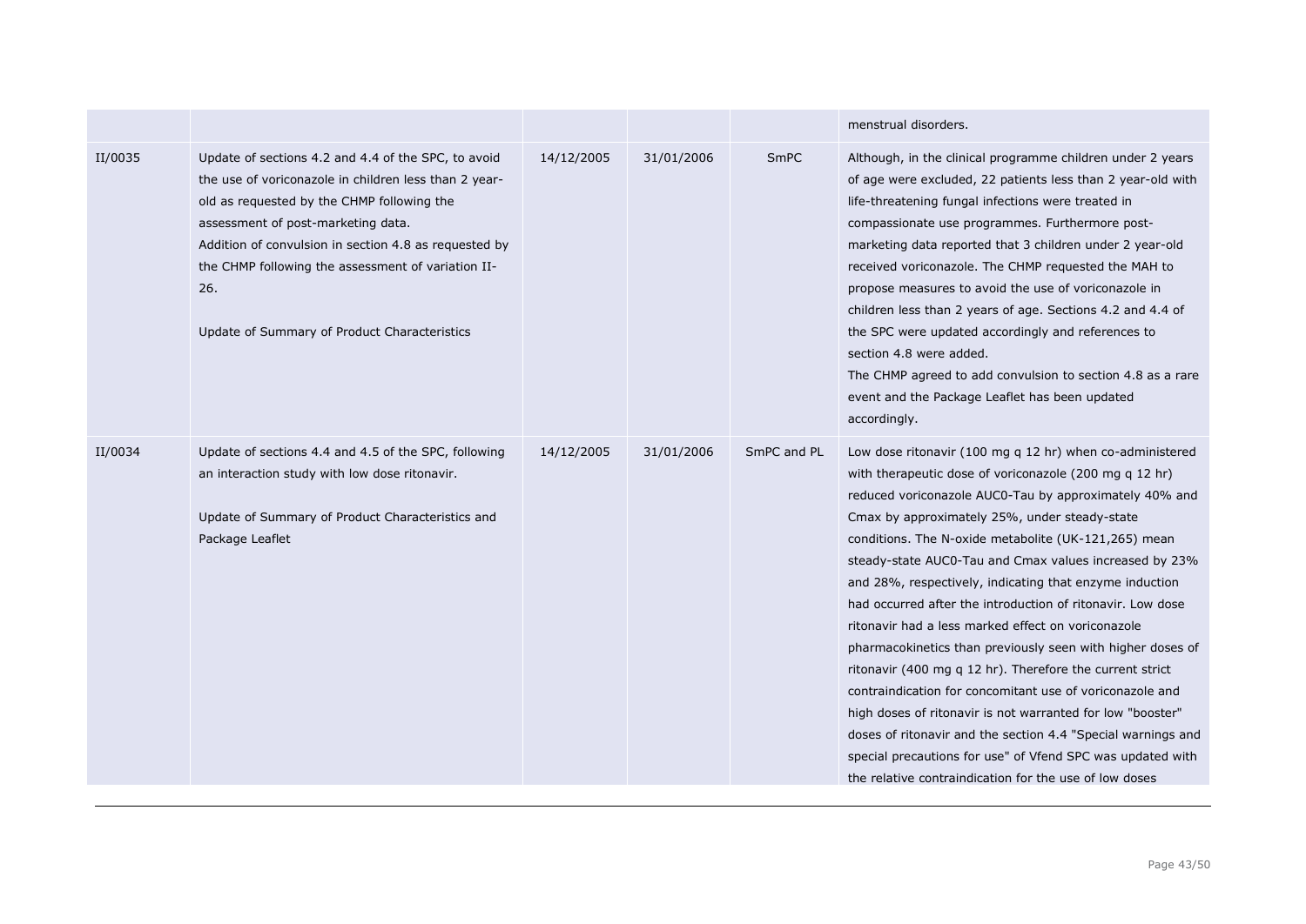| | | | | | |
|---|---|---|---|---|---|
| | | | | | menstrual disorders. |
| II/0035 | Update of sections 4.2 and 4.4 of the SPC, to avoid the use of voriconazole in children less than 2 year-old as requested by the CHMP following the assessment of post-marketing data.<br>Addition of convulsion in section 4.8 as requested by the CHMP following the assessment of variation II-26.<br><br>Update of Summary of Product Characteristics | 14/12/2005 | 31/01/2006 | SmPC | Although, in the clinical programme children under 2 years of age were excluded, 22 patients less than 2 year-old with life-threatening fungal infections were treated in compassionate use programmes. Furthermore post-marketing data reported that 3 children under 2 year-old received voriconazole. The CHMP requested the MAH to propose measures to avoid the use of voriconazole in children less than 2 years of age. Sections 4.2 and 4.4 of the SPC were updated accordingly and references to section 4.8 were added.<br>The CHMP agreed to add convulsion to section 4.8 as a rare event and the Package Leaflet has been updated accordingly. |
| II/0034 | Update of sections 4.4 and 4.5 of the SPC, following an interaction study with low dose ritonavir.<br><br>Update of Summary of Product Characteristics and Package Leaflet | 14/12/2005 | 31/01/2006 | SmPC and PL | Low dose ritonavir (100 mg q 12 hr) when co-administered with therapeutic dose of voriconazole (200 mg q 12 hr) reduced voriconazole AUC0-Tau by approximately 40% and Cmax by approximately 25%, under steady-state conditions. The N-oxide metabolite (UK-121,265) mean steady-state AUC0-Tau and Cmax values increased by 23% and 28%, respectively, indicating that enzyme induction had occurred after the introduction of ritonavir. Low dose ritonavir had a less marked effect on voriconazole pharmacokinetics than previously seen with higher doses of ritonavir (400 mg q 12 hr). Therefore the current strict contraindication for concomitant use of voriconazole and high doses of ritonavir is not warranted for low "booster" doses of ritonavir and the section 4.4 "Special warnings and special precautions for use" of Vfend SPC was updated with the relative contraindication for the use of low doses |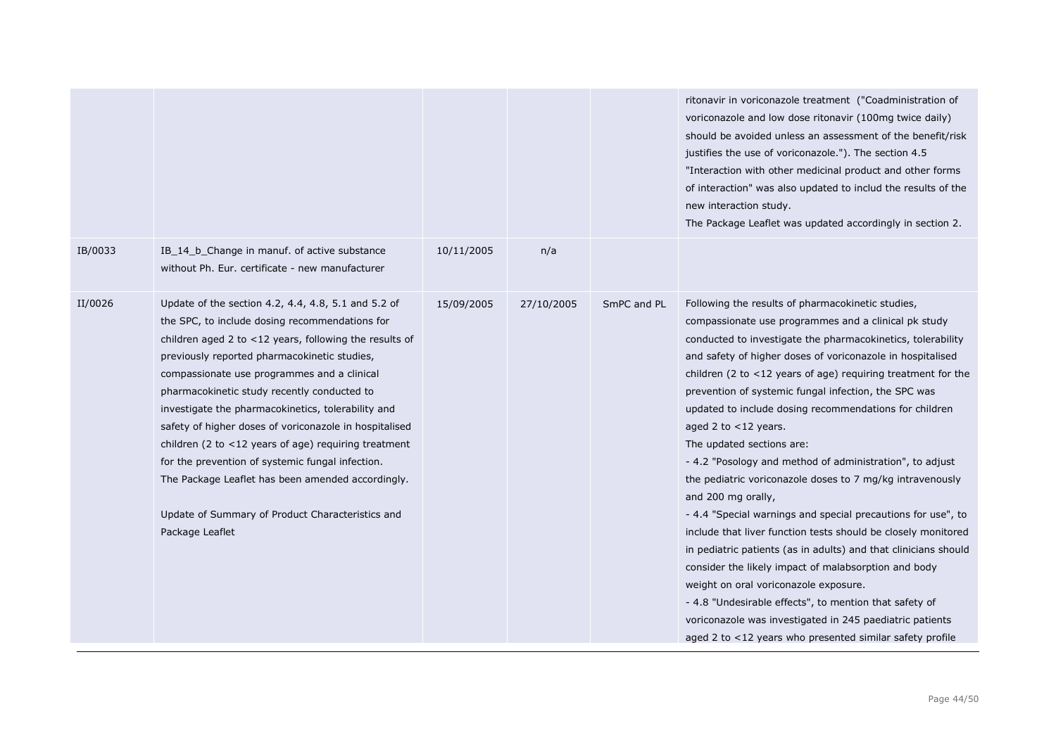| | | | | | |
|---|---|---|---|---|---|
| | | | | | ritonavir in voriconazole treatment ("Coadministration of voriconazole and low dose ritonavir (100mg twice daily) should be avoided unless an assessment of the benefit/risk justifies the use of voriconazole."). The section 4.5 "Interaction with other medicinal product and other forms of interaction" was also updated to includ the results of the new interaction study.<br>The Package Leaflet was updated accordingly in section 2. |
| IB/0033 | IB_14_b_Change in manuf. of active substance without Ph. Eur. certificate - new manufacturer | 10/11/2005 | n/a | | |
| II/0026 | Update of the section 4.2, 4.4, 4.8, 5.1 and 5.2 of the SPC, to include dosing recommendations for children aged 2 to <12 years, following the results of previously reported pharmacokinetic studies, compassionate use programmes and a clinical pharmacokinetic study recently conducted to investigate the pharmacokinetics, tolerability and safety of higher doses of voriconazole in hospitalised children (2 to <12 years of age) requiring treatment for the prevention of systemic fungal infection.<br>The Package Leaflet has been amended accordingly.<br><br>Update of Summary of Product Characteristics and Package Leaflet | 15/09/2005 | 27/10/2005 | SmPC and PL | Following the results of pharmacokinetic studies, compassionate use programmes and a clinical pk study conducted to investigate the pharmacokinetics, tolerability and safety of higher doses of voriconazole in hospitalised children (2 to <12 years of age) requiring treatment for the prevention of systemic fungal infection, the SPC was updated to include dosing recommendations for children aged 2 to <12 years.<br>The updated sections are:<br>- 4.2 "Posology and method of administration", to adjust the pediatric voriconazole doses to 7 mg/kg intravenously and 200 mg orally,<br>- 4.4 "Special warnings and special precautions for use", to include that liver function tests should be closely monitored in pediatric patients (as in adults) and that clinicians should consider the likely impact of malabsorption and body weight on oral voriconazole exposure.<br>- 4.8 "Undesirable effects", to mention that safety of voriconazole was investigated in 245 paediatric patients aged 2 to <12 years who presented similar safety profile |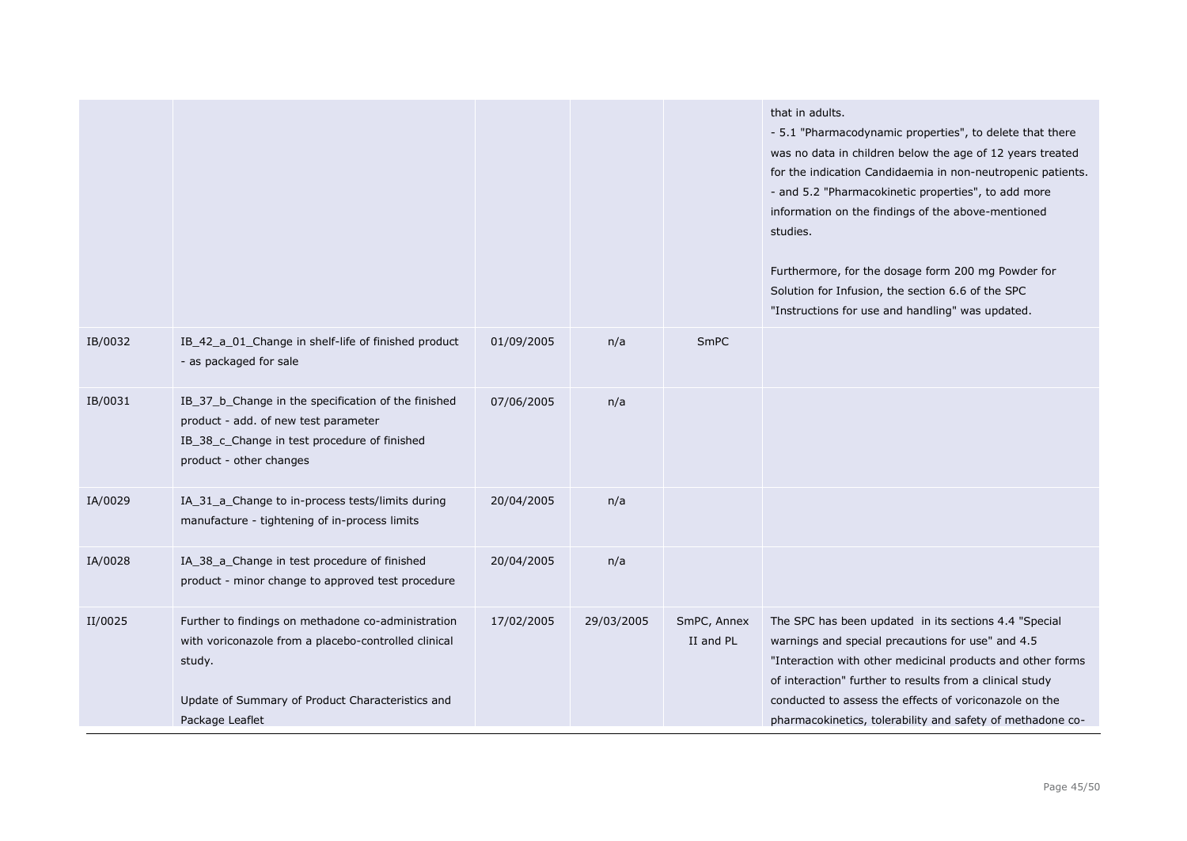| | | | | | |
|---|---|---|---|---|---|
| | | | | | that in adults.<br>- 5.1 "Pharmacodynamic properties", to delete that there was no data in children below the age of 12 years treated for the indication Candidaemia in non-neutropenic patients.<br>- and 5.2 "Pharmacokinetic properties", to add more information on the findings of the above-mentioned studies.<br><br>Furthermore, for the dosage form 200 mg Powder for Solution for Infusion, the section 6.6 of the SPC "Instructions for use and handling" was updated. |
| IB/0032 | IB_42_a_01_Change in shelf-life of finished product - as packaged for sale | 01/09/2005 | n/a | SmPC | |
| IB/0031 | IB_37_b_Change in the specification of the finished product - add. of new test parameter<br>IB_38_c_Change in test procedure of finished product - other changes | 07/06/2005 | n/a | | |
| IA/0029 | IA_31_a_Change to in-process tests/limits during manufacture - tightening of in-process limits | 20/04/2005 | n/a | | |
| IA/0028 | IA_38_a_Change in test procedure of finished product - minor change to approved test procedure | 20/04/2005 | n/a | | |
| II/0025 | Further to findings on methadone co-administration with voriconazole from a placebo-controlled clinical study.<br><br>Update of Summary of Product Characteristics and Package Leaflet | 17/02/2005 | 29/03/2005 | SmPC, Annex II and PL | The SPC has been updated in its sections 4.4 "Special warnings and special precautions for use" and 4.5 "Interaction with other medicinal products and other forms of interaction" further to results from a clinical study conducted to assess the effects of voriconazole on the pharmacokinetics, tolerability and safety of methadone co- |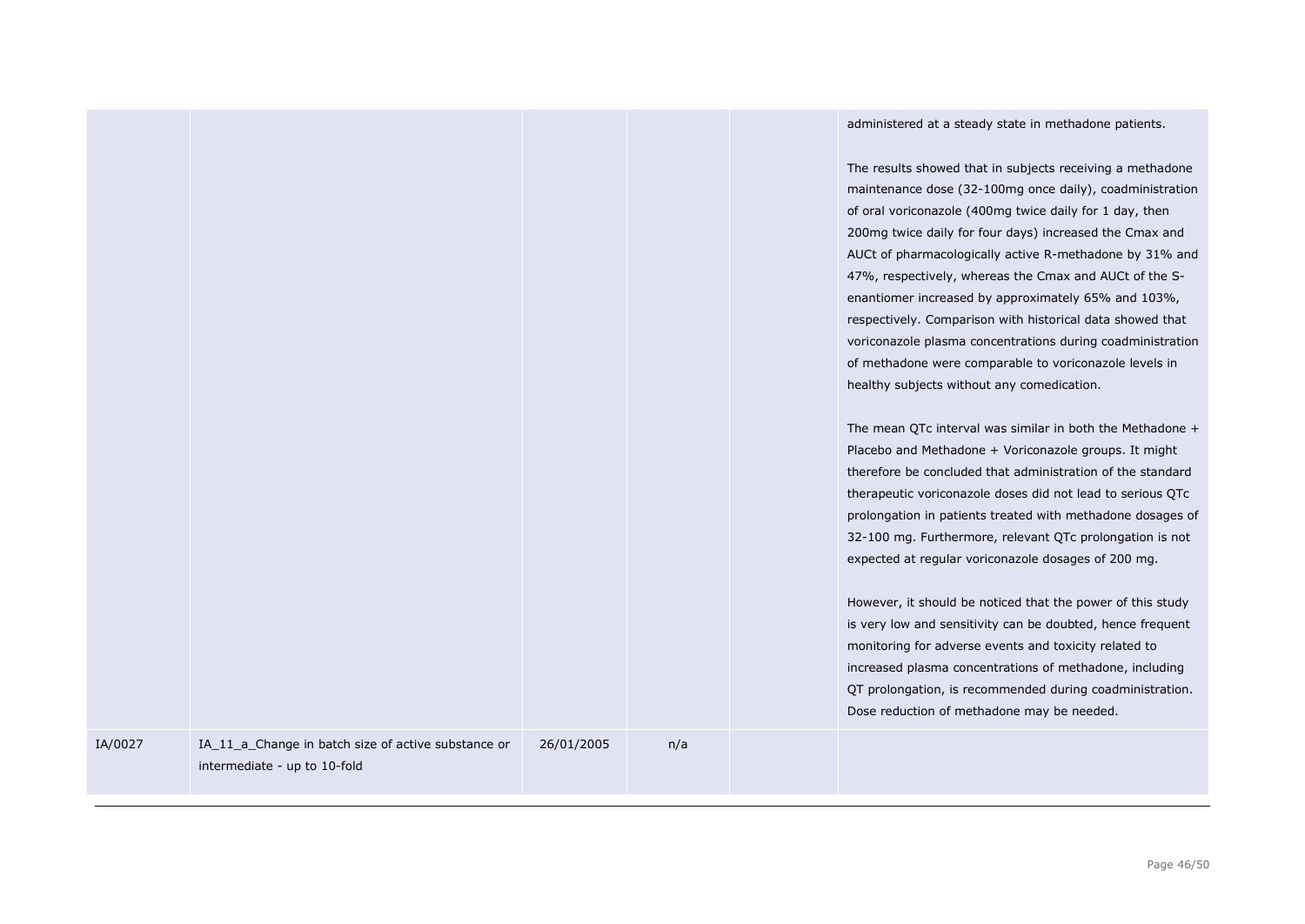| | | | | | |
|---|---|---|---|---|---|
| | | | | | administered at a steady state in methadone patients.<br><br>The results showed that in subjects receiving a methadone maintenance dose (32-100mg once daily), coadministration of oral voriconazole (400mg twice daily for 1 day, then 200mg twice daily for four days) increased the Cmax and AUCt of pharmacologically active R-methadone by 31% and 47%, respectively, whereas the Cmax and AUCt of the S-enantiomer increased by approximately 65% and 103%, respectively. Comparison with historical data showed that voriconazole plasma concentrations during coadministration of methadone were comparable to voriconazole levels in healthy subjects without any comedication.<br><br>The mean QTc interval was similar in both the Methadone + Placebo and Methadone + Voriconazole groups. It might therefore be concluded that administration of the standard therapeutic voriconazole doses did not lead to serious QTc prolongation in patients treated with methadone dosages of 32-100 mg. Furthermore, relevant QTc prolongation is not expected at regular voriconazole dosages of 200 mg.<br><br>However, it should be noticed that the power of this study is very low and sensitivity can be doubted, hence frequent monitoring for adverse events and toxicity related to increased plasma concentrations of methadone, including QT prolongation, is recommended during coadministration. Dose reduction of methadone may be needed. |
| IA/0027 | IA_11_a_Change in batch size of active substance or intermediate - up to 10-fold | 26/01/2005 | n/a | | |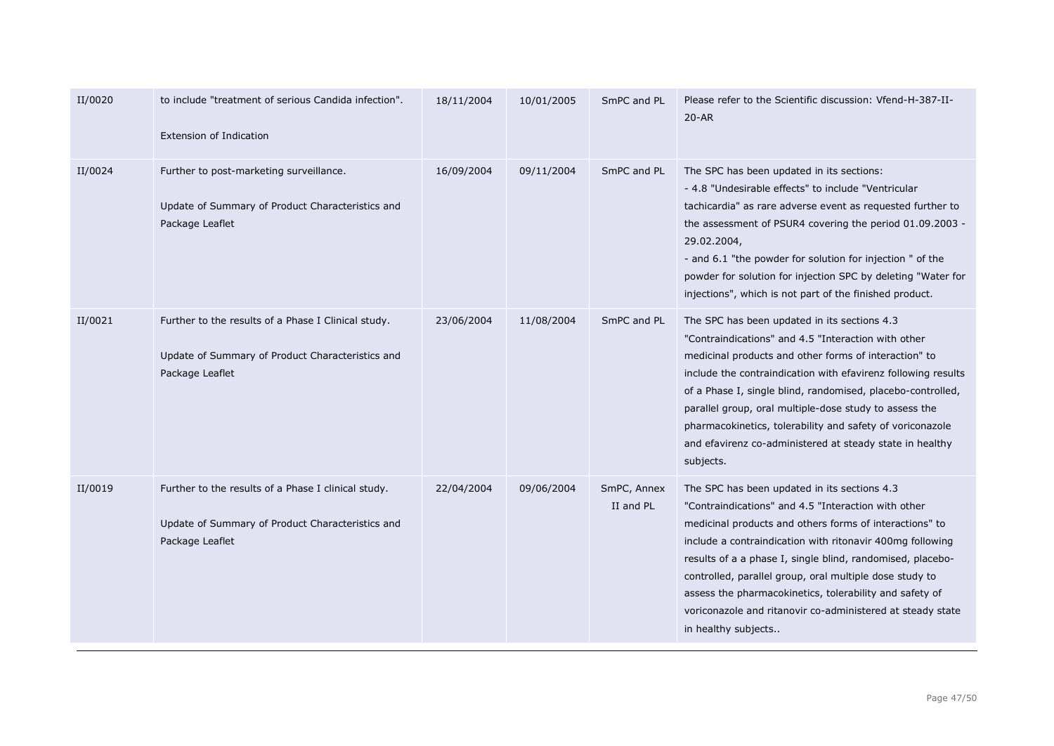| | | | | | |
|---|---|---|---|---|---|
| II/0020 | to include "treatment of serious Candida infection".<br><br>Extension of Indication | 18/11/2004 | 10/01/2005 | SmPC and PL | Please refer to the Scientific discussion: Vfend-H-387-II-20-AR |
| II/0024 | Further to post-marketing surveillance.<br><br>Update of Summary of Product Characteristics and Package Leaflet | 16/09/2004 | 09/11/2004 | SmPC and PL | The SPC has been updated in its sections:<br>- 4.8 "Undesirable effects" to include "Ventricular tachicardia" as rare adverse event as requested further to the assessment of PSUR4 covering the period 01.09.2003 - 29.02.2004,<br>- and 6.1 "the powder for solution for injection " of the powder for solution for injection SPC by deleting "Water for injections", which is not part of the finished product. |
| II/0021 | Further to the results of a Phase I Clinical study.<br><br>Update of Summary of Product Characteristics and Package Leaflet | 23/06/2004 | 11/08/2004 | SmPC and PL | The SPC has been updated in its sections 4.3 "Contraindications" and 4.5 "Interaction with other medicinal products and other forms of interaction" to include the contraindication with efavirenz following results of a Phase I, single blind, randomised, placebo-controlled, parallel group, oral multiple-dose study to assess the pharmacokinetics, tolerability and safety of voriconazole and efavirenz co-administered at steady state in healthy subjects. |
| II/0019 | Further to the results of a Phase I clinical study.<br><br>Update of Summary of Product Characteristics and Package Leaflet | 22/04/2004 | 09/06/2004 | SmPC, Annex II and PL | The SPC has been updated in its sections 4.3 "Contraindications" and 4.5 "Interaction with other medicinal products and others forms of interactions" to include a contraindication with ritonavir 400mg following results of a a phase I, single blind, randomised, placebo-controlled, parallel group, oral multiple dose study to assess the pharmacokinetics, tolerability and safety of voriconazole and ritanovir co-administered at steady state in healthy subjects.. |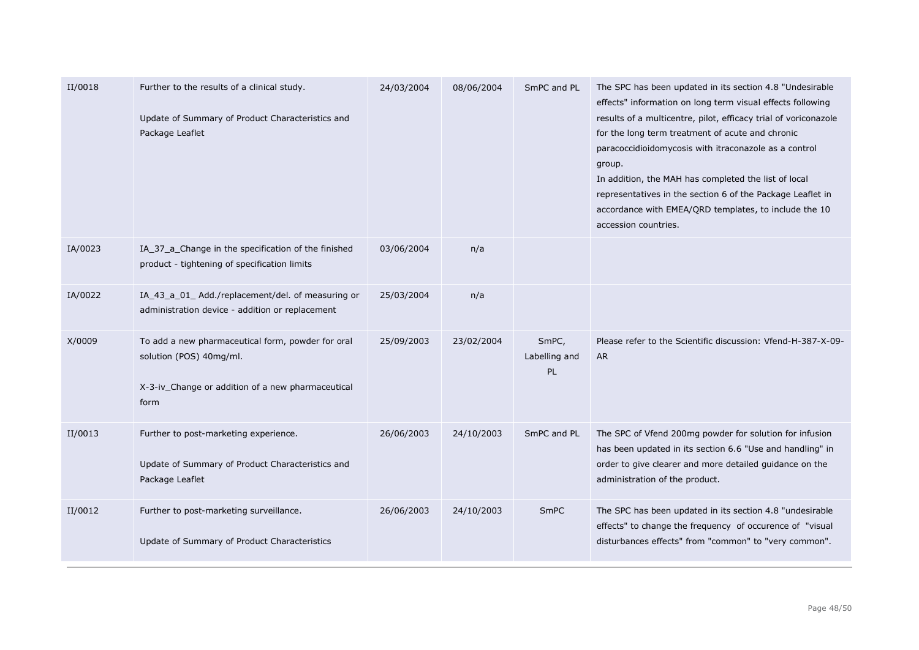| | | | | | |
|---|---|---|---|---|---|
| II/0018 | Further to the results of a clinical study.<br><br>Update of Summary of Product Characteristics and Package Leaflet | 24/03/2004 | 08/06/2004 | SmPC and PL | The SPC has been updated in its section 4.8 "Undesirable effects" information on long term visual effects following results of a multicentre, pilot, efficacy trial of voriconazole for the long term treatment of acute and chronic paracoccidioidomycosis with itraconazole as a control group.<br>In addition, the MAH has completed the list of local representatives in the section 6 of the Package Leaflet in accordance with EMEA/QRD templates, to include the 10 accession countries. |
| IA/0023 | IA_37_a_Change in the specification of the finished product - tightening of specification limits | 03/06/2004 | n/a | | |
| IA/0022 | IA_43_a_01_ Add./replacement/del. of measuring or administration device - addition or replacement | 25/03/2004 | n/a | | |
| X/0009 | To add a new pharmaceutical form, powder for oral solution (POS) 40mg/ml.<br><br>X-3-iv_Change or addition of a new pharmaceutical form | 25/09/2003 | 23/02/2004 | SmPC, Labelling and PL | Please refer to the Scientific discussion: Vfend-H-387-X-09-AR |
| II/0013 | Further to post-marketing experience.<br><br>Update of Summary of Product Characteristics and Package Leaflet | 26/06/2003 | 24/10/2003 | SmPC and PL | The SPC of Vfend 200mg powder for solution for infusion has been updated in its section 6.6 "Use and handling" in order to give clearer and more detailed guidance on the administration of the product. |
| II/0012 | Further to post-marketing surveillance.<br><br>Update of Summary of Product Characteristics | 26/06/2003 | 24/10/2003 | SmPC | The SPC has been updated in its section 4.8 "undesirable effects" to change the frequency of occurence of "visual disturbances effects" from "common" to "very common". |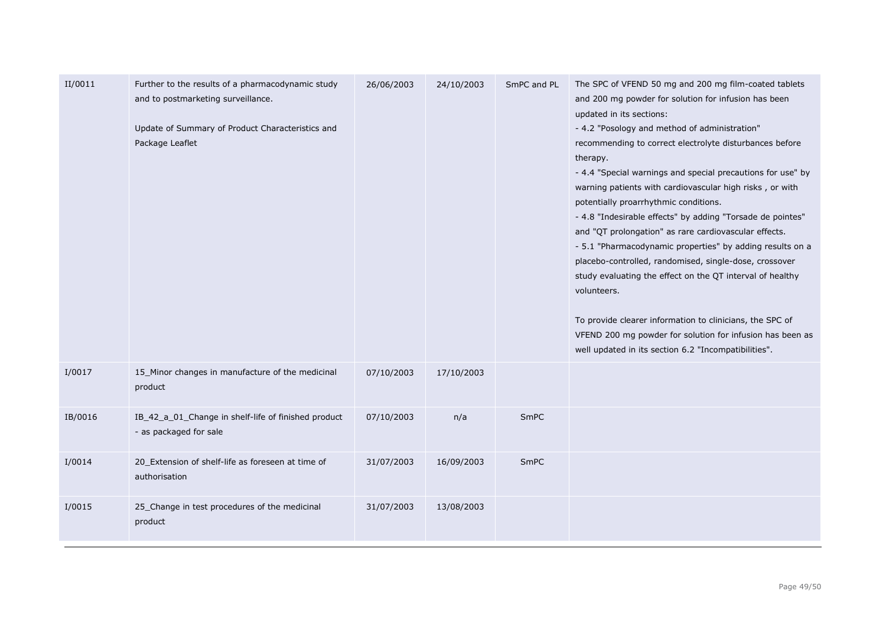| | | | | | |
|---|---|---|---|---|---|
| II/0011 | Further to the results of a pharmacodynamic study and to postmarketing surveillance.<br><br>Update of Summary of Product Characteristics and Package Leaflet | 26/06/2003 | 24/10/2003 | SmPC and PL | The SPC of VFEND 50 mg and 200 mg film-coated tablets and 200 mg powder for solution for infusion has been updated in its sections:<br>- 4.2 "Posology and method of administration" recommending to correct electrolyte disturbances before therapy.<br>- 4.4 "Special warnings and special precautions for use" by warning patients with cardiovascular high risks , or with potentially proarrhythmic conditions.<br>- 4.8 "Indesirable effects" by adding "Torsade de pointes" and "QT prolongation" as rare cardiovascular effects.<br>- 5.1 "Pharmacodynamic properties" by adding results on a placebo-controlled, randomised, single-dose, crossover study evaluating the effect on the QT interval of healthy volunteers.<br><br>To provide clearer information to clinicians, the SPC of VFEND 200 mg powder for solution for infusion has been as well updated in its section 6.2 "Incompatibilities". |
| I/0017 | 15_Minor changes in manufacture of the medicinal product | 07/10/2003 | 17/10/2003 | | |
| IB/0016 | IB_42_a_01_Change in shelf-life of finished product - as packaged for sale | 07/10/2003 | n/a | SmPC | |
| I/0014 | 20_Extension of shelf-life as foreseen at time of authorisation | 31/07/2003 | 16/09/2003 | SmPC | |
| I/0015 | 25_Change in test procedures of the medicinal product | 31/07/2003 | 13/08/2003 | | |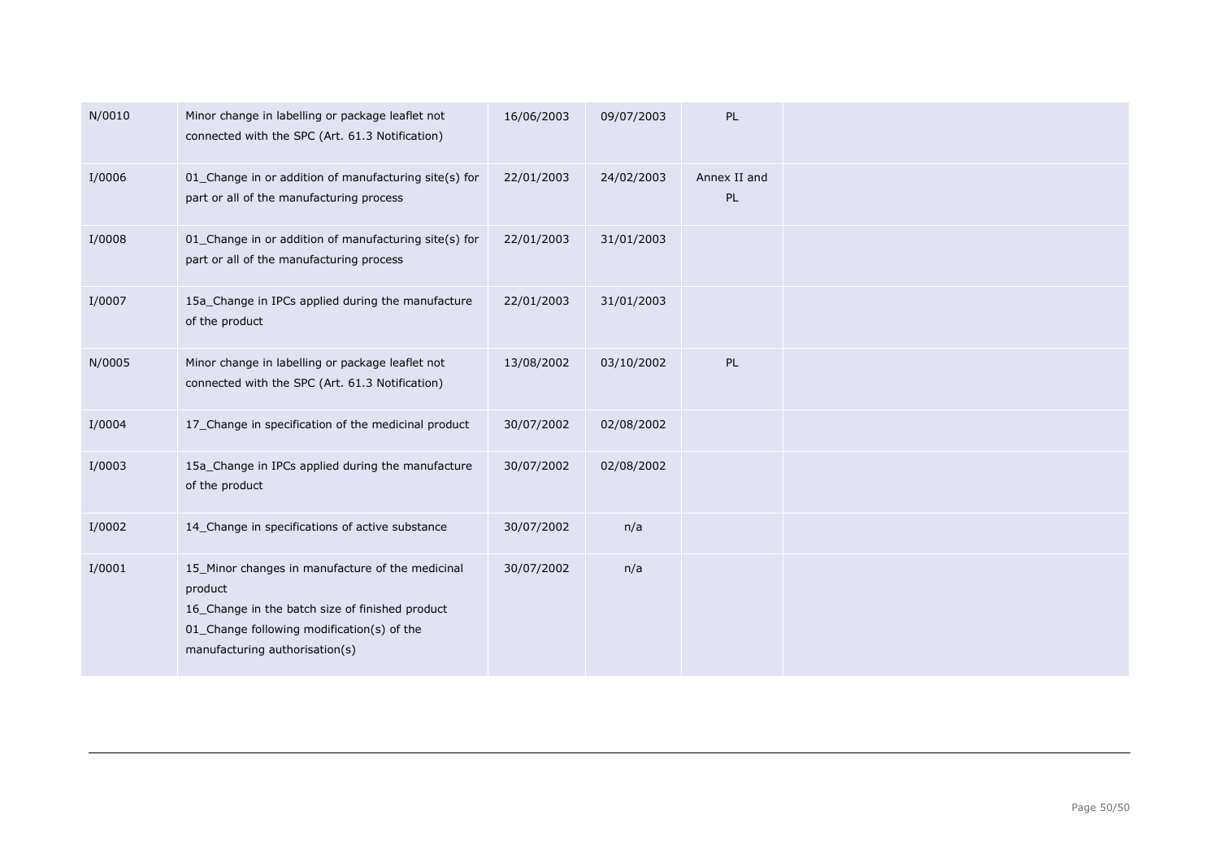| | | | | | |
|---|---|---|---|---|---|
| N/0010 | Minor change in labelling or package leaflet not connected with the SPC (Art. 61.3 Notification) | 16/06/2003 | 09/07/2003 | PL | |
| I/0006 | 01_Change in or addition of manufacturing site(s) for part or all of the manufacturing process | 22/01/2003 | 24/02/2003 | Annex II and PL | |
| I/0008 | 01_Change in or addition of manufacturing site(s) for part or all of the manufacturing process | 22/01/2003 | 31/01/2003 | | |
| I/0007 | 15a_Change in IPCs applied during the manufacture of the product | 22/01/2003 | 31/01/2003 | | |
| N/0005 | Minor change in labelling or package leaflet not connected with the SPC (Art. 61.3 Notification) | 13/08/2002 | 03/10/2002 | PL | |
| I/0004 | 17_Change in specification of the medicinal product | 30/07/2002 | 02/08/2002 | | |
| I/0003 | 15a_Change in IPCs applied during the manufacture of the product | 30/07/2002 | 02/08/2002 | | |
| I/0002 | 14_Change in specifications of active substance | 30/07/2002 | n/a | | |
| I/0001 | 15_Minor changes in manufacture of the medicinal product<br>16_Change in the batch size of finished product<br>01_Change following modification(s) of the manufacturing authorisation(s) | 30/07/2002 | n/a | | |